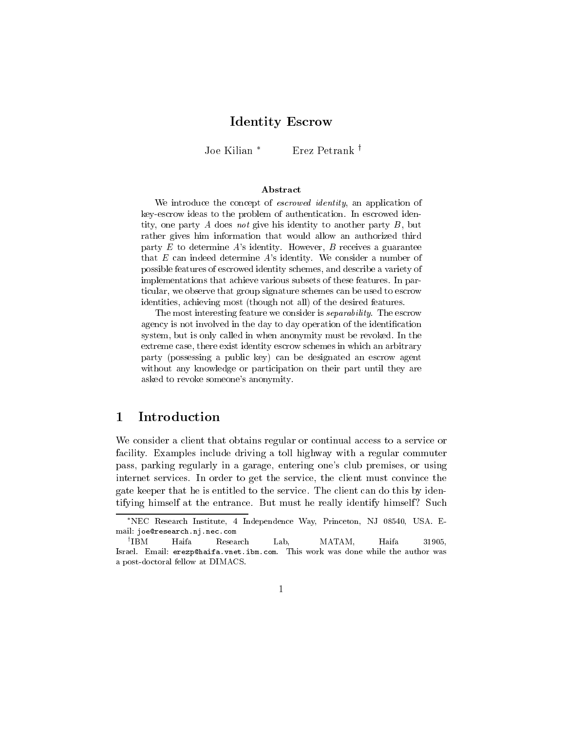# Identity Escrow

Joe Kilian [*] Erez Petrank [†]

### Abstract

We introduce the concept of *escrowed identity*, an application of key-escrow ideas to the problem of authentication. In escrowed identity, one party $A$ does *not* give his identity to another party $B$, but rather gives him information that would allow an authorized third party $E$ to determine $A$'s identity. However, $B$ receives a guarantee that $E$ can indeed determine $A$'s identity. We consider a number of possible features of escrowed identity schemes, and describe a variety of implementations that achieve various subsets of these features. In particular, we observe that group signature schemes can be used to escrow identities, achieving most (though not all) of the desired features.

The most interesting feature we consider is *separability*. The escrow agency is not involved in the day to day operation of the identification system, but is only called in when anonymity must be revoked. In the extreme case, there exist identity escrow schemes in which an arbitrary party (possessing a public key) can be designated an escrow agent without any knowledge or participation on their part until they are asked to revoke someone's anonymity.

## 1 Introduction

We consider a client that obtains regular or continual access to a service or facility. Examples include driving a toll highway with a regular commuter pass, parking regularly in a garage, entering one's club premises, or using internet services. In order to get the service, the client must convince the gate keeper that he is entitled to the service. The client can do this by identifying himself at the entrance. But must he really identify himself? Such

---

[*] NEC Research Institute, 4 Independence Way, Princeton, NJ 08540, USA. E-mail: `joe@research.nj.nec.com`

[†] IBM Haifa Research Lab, MATAM, Haifa 31905, Israel. Email: `erezp@haifa.vnet.ibm.com`. This work was done while the author was a post-doctoral fellow at DIMACS.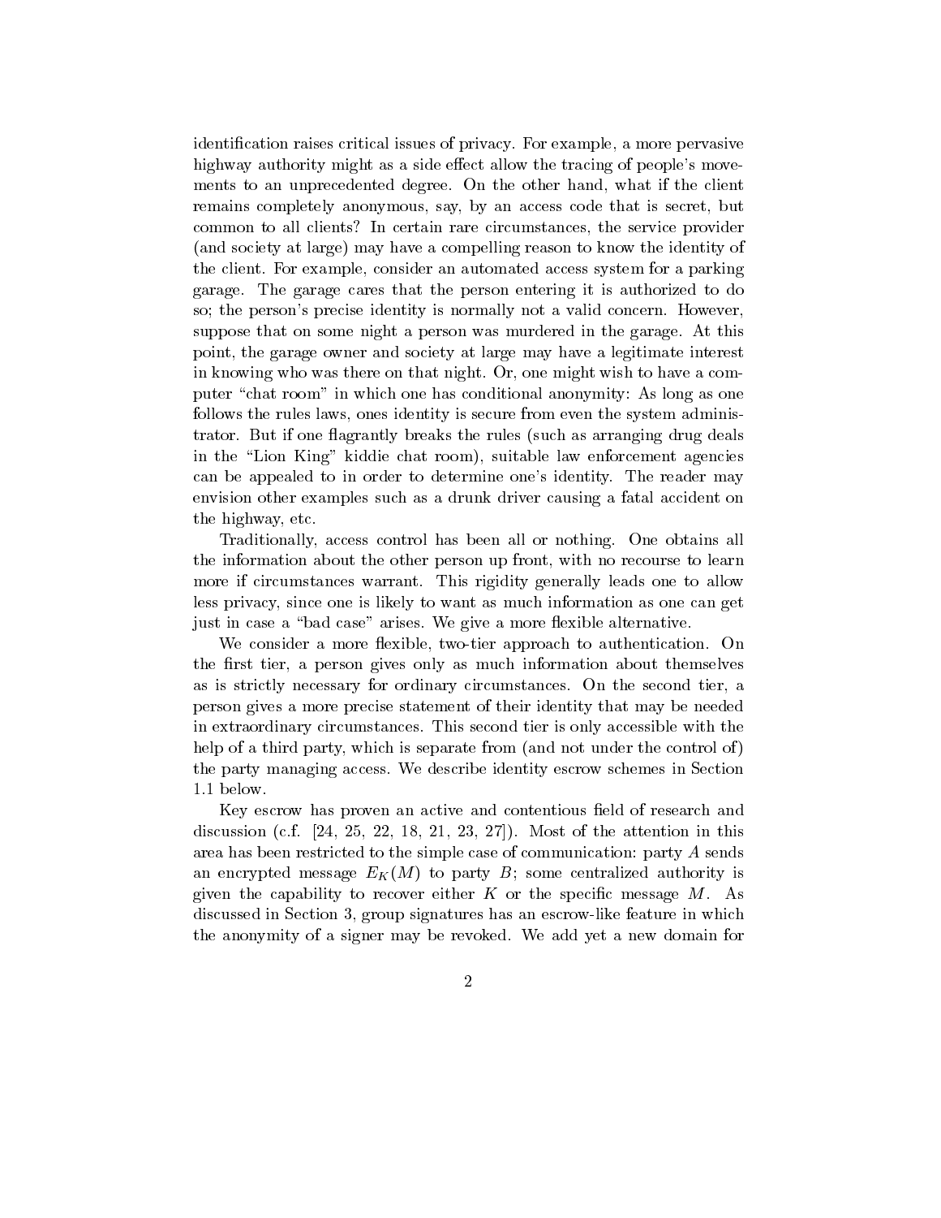identification raises critical issues of privacy. For example, a more pervasive highway authority might as a side effect allow the tracing of people's movements to an unprecedented degree. On the other hand, what if the client remains completely anonymous, say, by an access code that is secret, but common to all clients? In certain rare circumstances, the service provider (and society at large) may have a compelling reason to know the identity of the client. For example, consider an automated access system for a parking garage. The garage cares that the person entering it is authorized to do so; the person's precise identity is normally not a valid concern. However, suppose that on some night a person was murdered in the garage. At this point, the garage owner and society at large may have a legitimate interest in knowing who was there on that night. Or, one might wish to have a computer "chat room" in which one has conditional anonymity: As long as one follows the rules laws, ones identity is secure from even the system administrator. But if one flagrantly breaks the rules (such as arranging drug deals in the "Lion King" kiddie chat room), suitable law enforcement agencies can be appealed to in order to determine one's identity. The reader may envision other examples such as a drunk driver causing a fatal accident on the highway, etc.

Traditionally, access control has been all or nothing. One obtains all the information about the other person up front, with no recourse to learn more if circumstances warrant. This rigidity generally leads one to allow less privacy, since one is likely to want as much information as one can get just in case a "bad case" arises. We give a more flexible alternative.

We consider a more flexible, two-tier approach to authentication. On the first tier, a person gives only as much information about themselves as is strictly necessary for ordinary circumstances. On the second tier, a person gives a more precise statement of their identity that may be needed in extraordinary circumstances. This second tier is only accessible with the help of a third party, which is separate from (and not under the control of) the party managing access. We describe identity escrow schemes in Section 1.1 below.

Key escrow has proven an active and contentious field of research and discussion (c.f. [24, 25, 22, 18, 21, 23, 27]). Most of the attention in this area has been restricted to the simple case of communication: party $A$ sends an encrypted message $E_K(M)$ to party $B$; some centralized authority is given the capability to recover either $K$ or the specific message $M$. As discussed in Section 3, group signatures has an escrow-like feature in which the anonymity of a signer may be revoked. We add yet a new domain for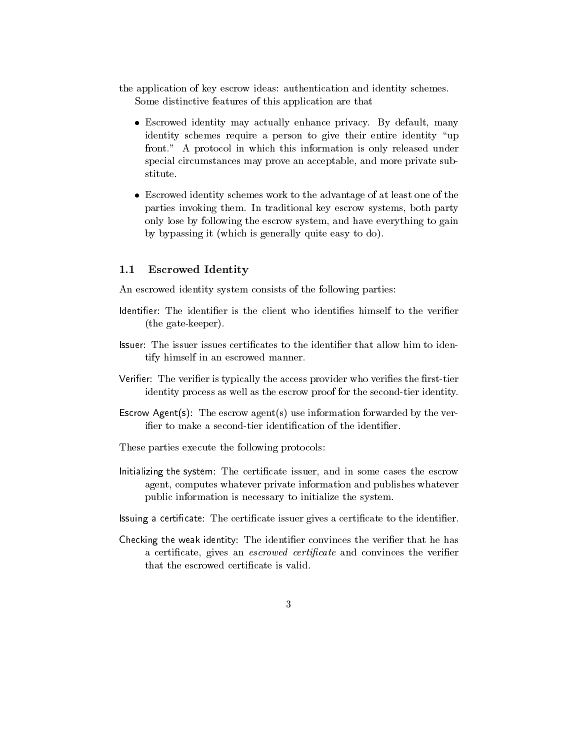the application of key escrow ideas: authentication and identity schemes.

Some distinctive features of this application are that

- Escrowed identity may actually enhance privacy. By default, many identity schemes require a person to give their entire identity "up front." A protocol in which this information is only released under special circumstances may prove an acceptable, and more private substitute.
- Escrowed identity schemes work to the advantage of at least one of the parties invoking them. In traditional key escrow systems, both party only lose by following the escrow system, and have everything to gain by bypassing it (which is generally quite easy to do).

### 1.1 Escrowed Identity

An escrowed identity system consists of the following parties:

Identifier: The identifier is the client who identifies himself to the verifier (the gate-keeper).

Issuer: The issuer issues certificates to the identifier that allow him to identify himself in an escrowed manner.

Verifier: The verifier is typically the access provider who verifies the first-tier identity process as well as the escrow proof for the second-tier identity.

Escrow Agent(s): The escrow agent(s) use information forwarded by the verifier to make a second-tier identification of the identifier.

These parties execute the following protocols:

Initializing the system: The certificate issuer, and in some cases the escrow agent, computes whatever private information and publishes whatever public information is necessary to initialize the system.

Issuing a certificate: The certificate issuer gives a certificate to the identifier.

Checking the weak identity: The identifier convinces the verifier that he has a certificate, gives an *escrowed certificate* and convinces the verifier that the escrowed certificate is valid.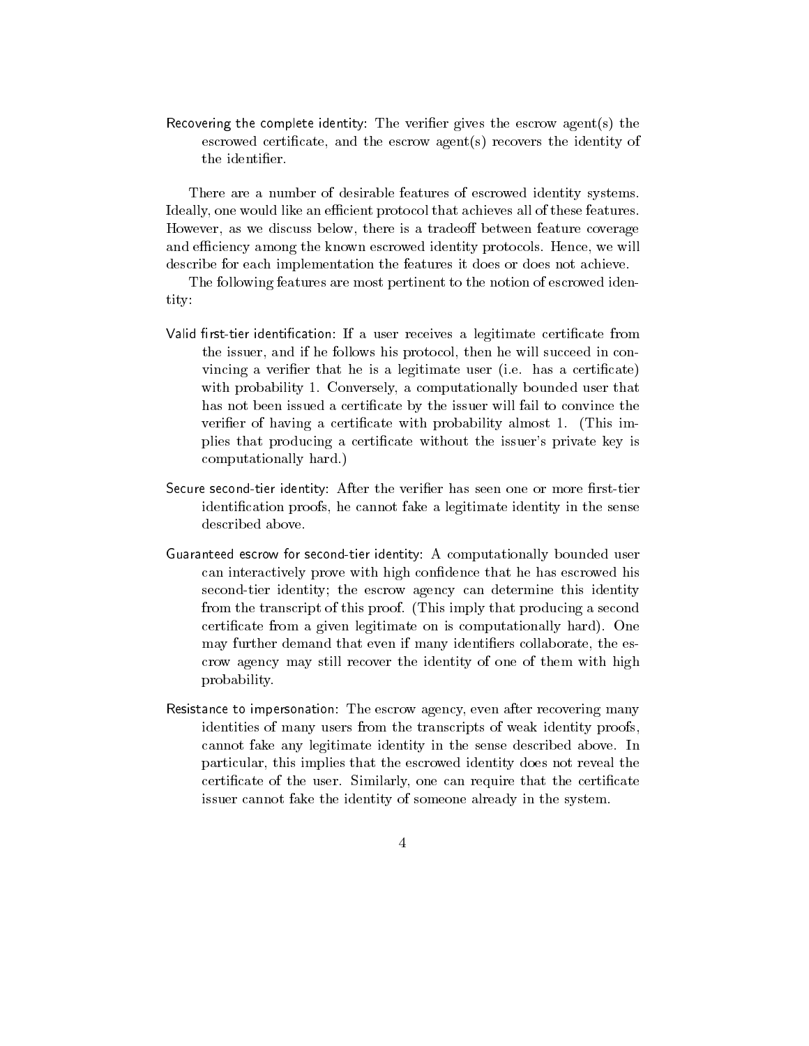Recovering the complete identity: The verifier gives the escrow agent(s) the escrowed certificate, and the escrow agent(s) recovers the identity of the identifier.

There are a number of desirable features of escrowed identity systems. Ideally, one would like an efficient protocol that achieves all of these features. However, as we discuss below, there is a tradeoff between feature coverage and efficiency among the known escrowed identity protocols. Hence, we will describe for each implementation the features it does or does not achieve.

The following features are most pertinent to the notion of escrowed identity:

Valid first-tier identification: If a user receives a legitimate certificate from the issuer, and if he follows his protocol, then he will succeed in convincing a verifier that he is a legitimate user (i.e. has a certificate) with probability 1. Conversely, a computationally bounded user that has not been issued a certificate by the issuer will fail to convince the verifier of having a certificate with probability almost 1. (This implies that producing a certificate without the issuer's private key is computationally hard.)

Secure second-tier identity: After the verifier has seen one or more first-tier identification proofs, he cannot fake a legitimate identity in the sense described above.

Guaranteed escrow for second-tier identity: A computationally bounded user can interactively prove with high confidence that he has escrowed his second-tier identity; the escrow agency can determine this identity from the transcript of this proof. (This imply that producing a second certificate from a given legitimate on is computationally hard). One may further demand that even if many identifiers collaborate, the escrow agency may still recover the identity of one of them with high probability.

Resistance to impersonation: The escrow agency, even after recovering many identities of many users from the transcripts of weak identity proofs, cannot fake any legitimate identity in the sense described above. In particular, this implies that the escrowed identity does not reveal the certificate of the user. Similarly, one can require that the certificate issuer cannot fake the identity of someone already in the system.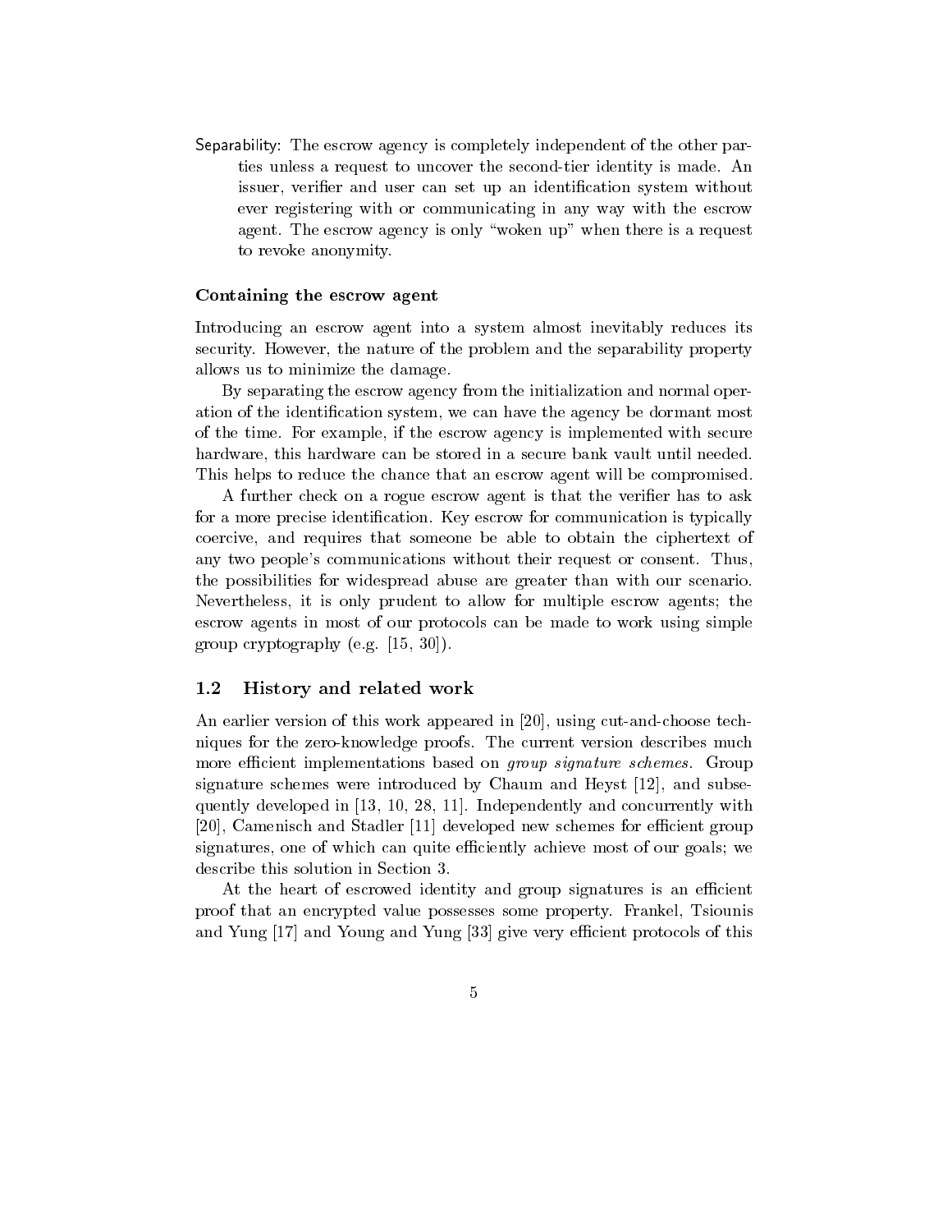Separability: The escrow agency is completely independent of the other parties unless a request to uncover the second-tier identity is made. An issuer, verifier and user can set up an identification system without ever registering with or communicating in any way with the escrow agent. The escrow agency is only "woken up" when there is a request to revoke anonymity.

#### Containing the escrow agent

Introducing an escrow agent into a system almost inevitably reduces its security. However, the nature of the problem and the separability property allows us to minimize the damage.

By separating the escrow agency from the initialization and normal operation of the identification system, we can have the agency be dormant most of the time. For example, if the escrow agency is implemented with secure hardware, this hardware can be stored in a secure bank vault until needed. This helps to reduce the chance that an escrow agent will be compromised.

A further check on a rogue escrow agent is that the verifier has to ask for a more precise identification. Key escrow for communication is typically coercive, and requires that someone be able to obtain the ciphertext of any two people's communications without their request or consent. Thus, the possibilities for widespread abuse are greater than with our scenario. Nevertheless, it is only prudent to allow for multiple escrow agents; the escrow agents in most of our protocols can be made to work using simple group cryptography (e.g. [15, 30]).

### 1.2 History and related work

An earlier version of this work appeared in [20], using cut-and-choose techniques for the zero-knowledge proofs. The current version describes much more efficient implementations based on *group signature schemes*. Group signature schemes were introduced by Chaum and Heyst [12], and subsequently developed in [13, 10, 28, 11]. Independently and concurrently with [20], Camenisch and Stadler [11] developed new schemes for efficient group signatures, one of which can quite efficiently achieve most of our goals; we describe this solution in Section 3.

At the heart of escrowed identity and group signatures is an efficient proof that an encrypted value possesses some property. Frankel, Tsiounis and Yung [17] and Young and Yung [33] give very efficient protocols of this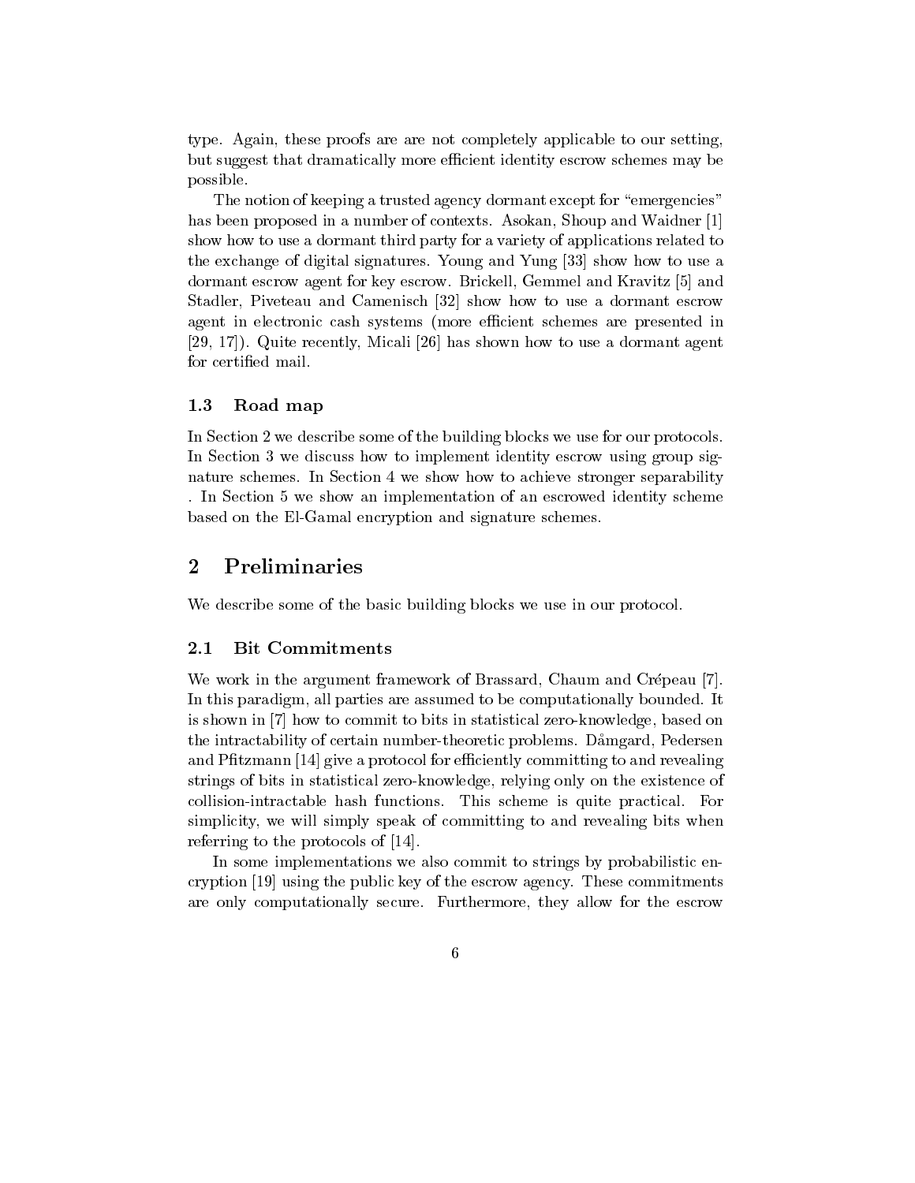type. Again, these proofs are are not completely applicable to our setting, but suggest that dramatically more efficient identity escrow schemes may be possible.

The notion of keeping a trusted agency dormant except for "emergencies" has been proposed in a number of contexts. Asokan, Shoup and Waidner [1] show how to use a dormant third party for a variety of applications related to the exchange of digital signatures. Young and Yung [33] show how to use a dormant escrow agent for key escrow. Brickell, Gemmel and Kravitz [5] and Stadler, Piveteau and Camenisch [32] show how to use a dormant escrow agent in electronic cash systems (more efficient schemes are presented in [29, 17]). Quite recently, Micali [26] has shown how to use a dormant agent for certified mail.

### 1.3 Road map

In Section 2 we describe some of the building blocks we use for our protocols. In Section 3 we discuss how to implement identity escrow using group signature schemes. In Section 4 we show how to achieve stronger separability . In Section 5 we show an implementation of an escrowed identity scheme based on the El-Gamal encryption and signature schemes.

## 2 Preliminaries

We describe some of the basic building blocks we use in our protocol.

### 2.1 Bit Commitments

We work in the argument framework of Brassard, Chaum and Crépeau [7]. In this paradigm, all parties are assumed to be computationally bounded. It is shown in [7] how to commit to bits in statistical zero-knowledge, based on the intractability of certain number-theoretic problems. Dåmgard, Pedersen and Pfitzmann [14] give a protocol for efficiently committing to and revealing strings of bits in statistical zero-knowledge, relying only on the existence of collision-intractable hash functions. This scheme is quite practical. For simplicity, we will simply speak of committing to and revealing bits when referring to the protocols of [14].

In some implementations we also commit to strings by probabilistic encryption [19] using the public key of the escrow agency. These commitments are only computationally secure. Furthermore, they allow for the escrow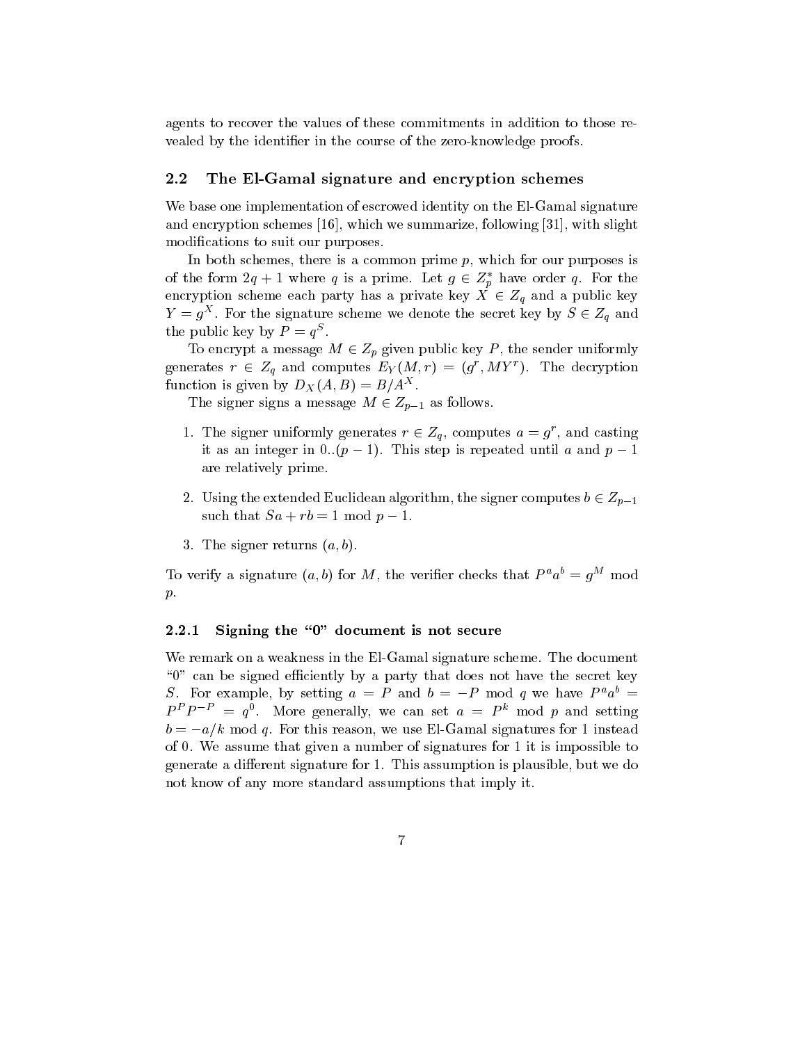agents to recover the values of these commitments in addition to those revealed by the identifier in the course of the zero-knowledge proofs.

## 2.2 The El-Gamal signature and encryption schemes

We base one implementation of escrowed identity on the El-Gamal signature and encryption schemes [16], which we summarize, following [31], with slight modifications to suit our purposes.

In both schemes, there is a common prime $p$, which for our purposes is of the form $2q + 1$ where $q$ is a prime. Let $g \in Z_p^*$ have order $q$. For the encryption scheme each party has a private key $X \in Z_q$ and a public key $Y = g^X$. For the signature scheme we denote the secret key by $S \in Z_q$ and the public key by $P = q^S$.

To encrypt a message $M \in Z_p$ given public key $P$, the sender uniformly generates $r \in Z_q$ and computes $E_Y(M, r) = (g^r, MY^r)$. The decryption function is given by $D_X(A, B) = B/A^X$.

The signer signs a message $M \in Z_{p-1}$ as follows.

1. The signer uniformly generates $r \in Z_q$, computes $a = g^r$, and casting it as an integer in $0..(p-1)$. This step is repeated until $a$ and $p - 1$ are relatively prime.

2. Using the extended Euclidean algorithm, the signer computes $b \in Z_{p-1}$ such that $Sa + rb = 1 \bmod p - 1$.

3. The signer returns $(a, b)$.

To verify a signature $(a, b)$ for $M$, the verifier checks that $P^a a^b = g^M \bmod p$.

### 2.2.1 Signing the "0" document is not secure

We remark on a weakness in the El-Gamal signature scheme. The document "0" can be signed efficiently by a party that does not have the secret key $S$. For example, by setting $a = P$ and $b = -P \bmod q$ we have $P^a a^b = P^P P^{-P} = q^0$. More generally, we can set $a = P^k \bmod p$ and setting $b = -a/k \bmod q$. For this reason, we use El-Gamal signatures for 1 instead of 0. We assume that given a number of signatures for 1 it is impossible to generate a different signature for 1. This assumption is plausible, but we do not know of any more standard assumptions that imply it.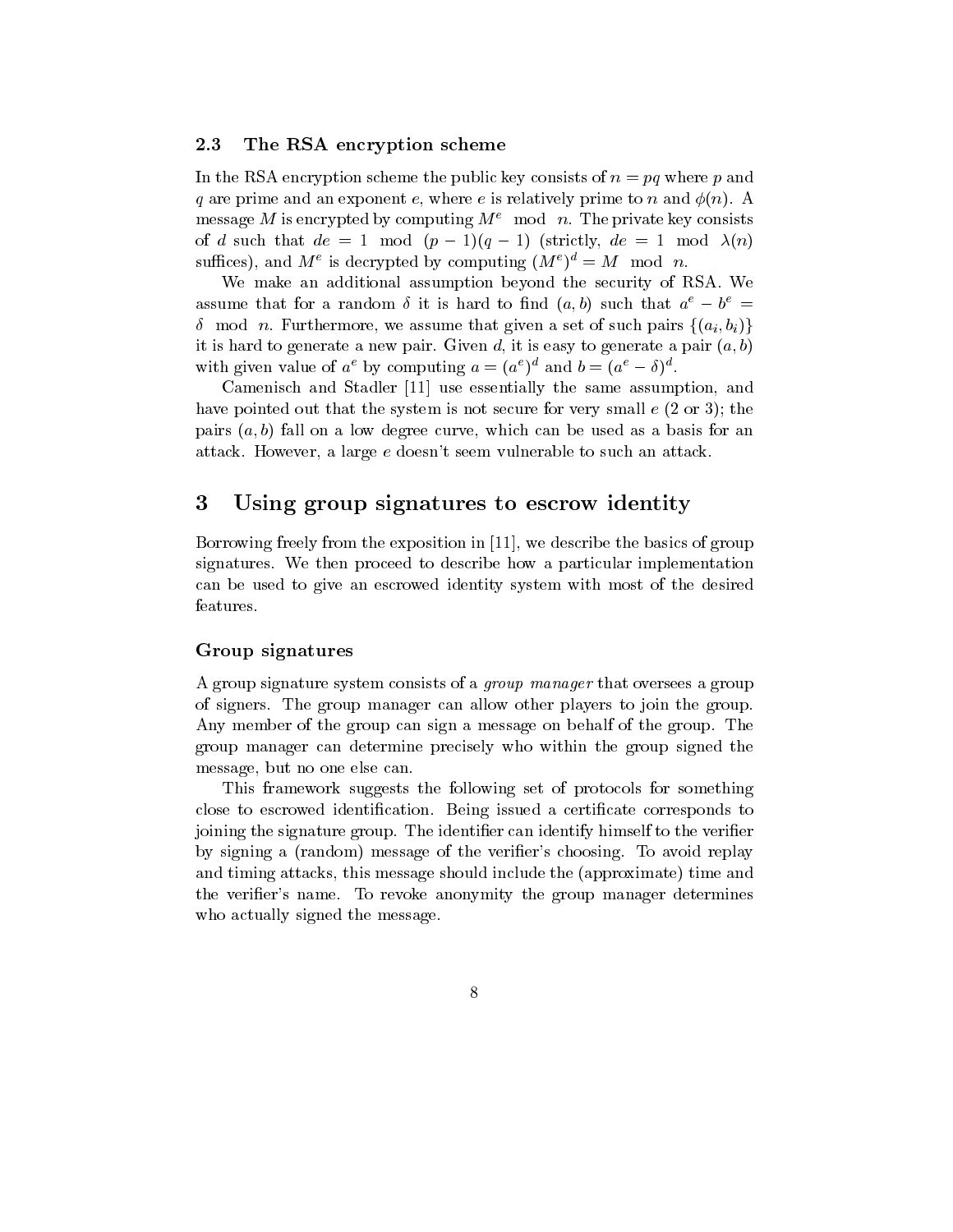### 2.3 The RSA encryption scheme

In the RSA encryption scheme the public key consists of $n = pq$ where $p$ and $q$ are prime and an exponent $e$, where $e$ is relatively prime to $n$ and $\phi(n)$. A message $M$ is encrypted by computing $M^e \mod n$. The private key consists of $d$ such that $de = 1 \mod (p-1)(q-1)$ (strictly, $de = 1 \mod \lambda(n)$ suffices), and $M^e$ is decrypted by computing $(M^e)^d = M \mod n$.

We make an additional assumption beyond the security of RSA. We assume that for a random $\delta$ it is hard to find $(a, b)$ such that $a^e - b^e = \delta \mod n$. Furthermore, we assume that given a set of such pairs $\{(a_i, b_i)\}$ it is hard to generate a new pair. Given $d$, it is easy to generate a pair $(a, b)$ with given value of $a^e$ by computing $a = (a^e)^d$ and $b = (a^e - \delta)^d$.

Camenisch and Stadler [11] use essentially the same assumption, and have pointed out that the system is not secure for very small $e$ (2 or 3); the pairs $(a, b)$ fall on a low degree curve, which can be used as a basis for an attack. However, a large $e$ doesn't seem vulnerable to such an attack.

## 3 Using group signatures to escrow identity

Borrowing freely from the exposition in [11], we describe the basics of group signatures. We then proceed to describe how a particular implementation can be used to give an escrowed identity system with most of the desired features.

### Group signatures

A group signature system consists of a *group manager* that oversees a group of signers. The group manager can allow other players to join the group. Any member of the group can sign a message on behalf of the group. The group manager can determine precisely who within the group signed the message, but no one else can.

This framework suggests the following set of protocols for something close to escrowed identification. Being issued a certificate corresponds to joining the signature group. The identifier can identify himself to the verifier by signing a (random) message of the verifier's choosing. To avoid replay and timing attacks, this message should include the (approximate) time and the verifier's name. To revoke anonymity the group manager determines who actually signed the message.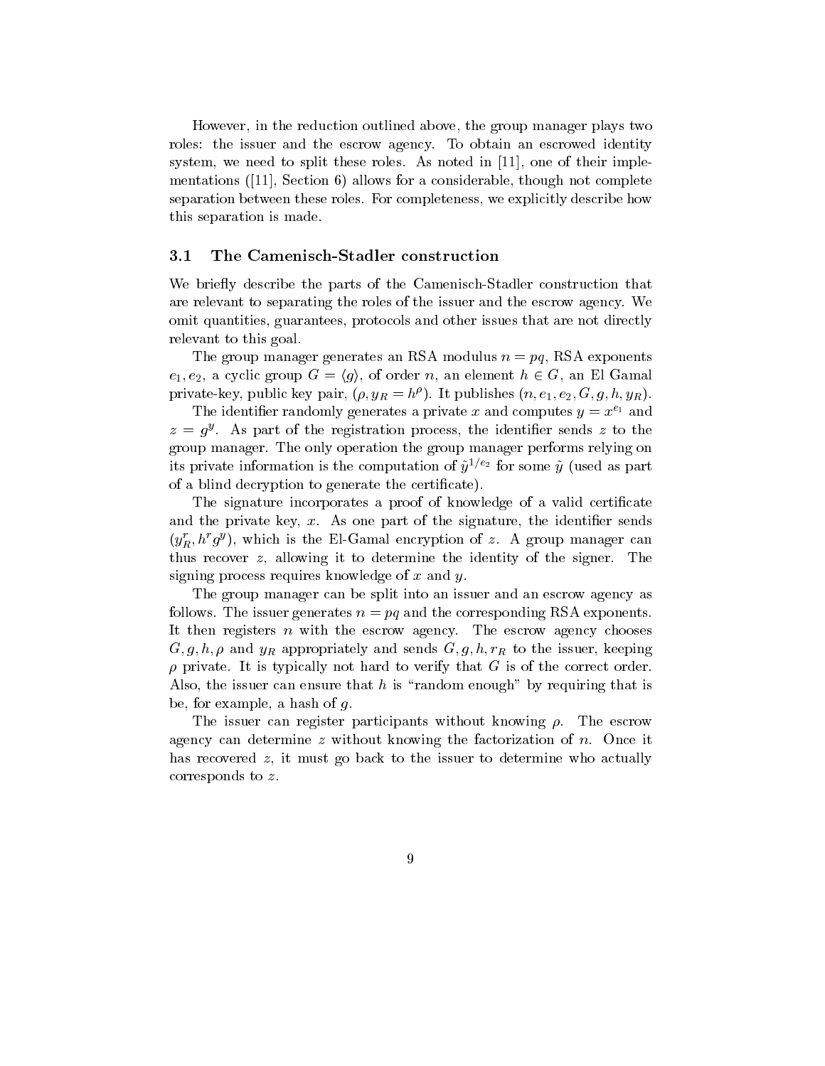However, in the reduction outlined above, the group manager plays two roles: the issuer and the escrow agency. To obtain an escrowed identity system, we need to split these roles. As noted in [11], one of their implementations ([11], Section 6) allows for a considerable, though not complete separation between these roles. For completeness, we explicitly describe how this separation is made.

### 3.1 The Camenisch-Stadler construction

We briefly describe the parts of the Camenisch-Stadler construction that are relevant to separating the roles of the issuer and the escrow agency. We omit quantities, guarantees, protocols and other issues that are not directly relevant to this goal.

The group manager generates an RSA modulus $n = pq$, RSA exponents $e_1, e_2$, a cyclic group $G = \langle g \rangle$, of order $n$, an element $h \in G$, an El Gamal private-key, public key pair, $(\rho, y_R = h^\rho)$. It publishes $(n, e_1, e_2, G, g, h, y_R)$.

The identifier randomly generates a private $x$ and computes $y = x^{e_1}$ and $z = g^y$. As part of the registration process, the identifier sends $z$ to the group manager. The only operation the group manager performs relying on its private information is the computation of $\tilde{y}^{1/e_2}$ for some $\tilde{y}$ (used as part of a blind decryption to generate the certificate).

The signature incorporates a proof of knowledge of a valid certificate and the private key, $x$. As one part of the signature, the identifier sends $(y_R^r, h^r g^y)$, which is the El-Gamal encryption of $z$. A group manager can thus recover $z$, allowing it to determine the identity of the signer. The signing process requires knowledge of $x$ and $y$.

The group manager can be split into an issuer and an escrow agency as follows. The issuer generates $n = pq$ and the corresponding RSA exponents. It then registers $n$ with the escrow agency. The escrow agency chooses $G, g, h, \rho$ and $y_R$ appropriately and sends $G, g, h, r_R$ to the issuer, keeping $\rho$ private. It is typically not hard to verify that $G$ is of the correct order. Also, the issuer can ensure that $h$ is "random enough" by requiring that is be, for example, a hash of $g$.

The issuer can register participants without knowing $\rho$. The escrow agency can determine $z$ without knowing the factorization of $n$. Once it has recovered $z$, it must go back to the issuer to determine who actually corresponds to $z$.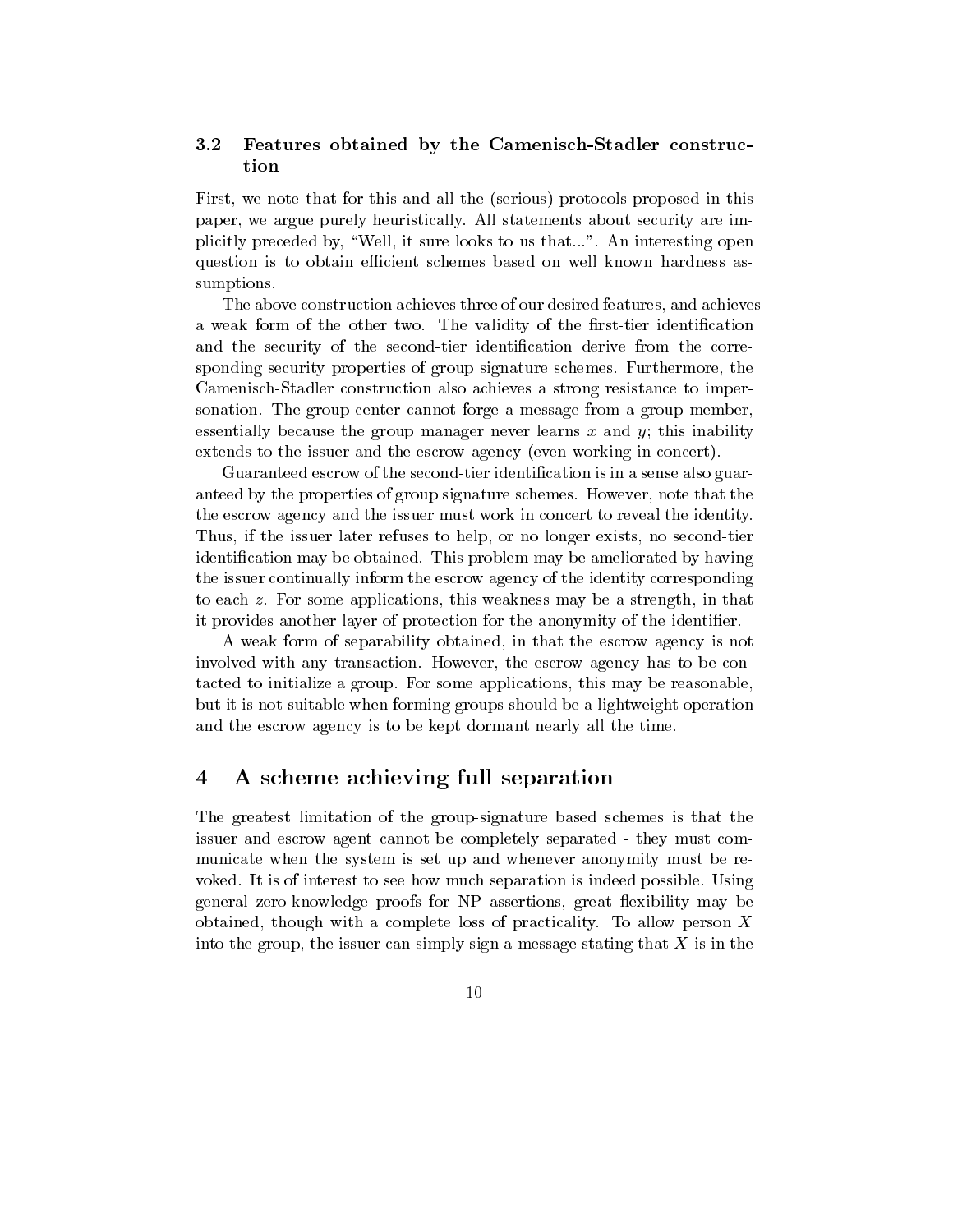### 3.2 Features obtained by the Camenisch-Stadler construction

First, we note that for this and all the (serious) protocols proposed in this paper, we argue purely heuristically. All statements about security are implicitly preceded by, "Well, it sure looks to us that...". An interesting open question is to obtain efficient schemes based on well known hardness assumptions.

The above construction achieves three of our desired features, and achieves a weak form of the other two. The validity of the first-tier identification and the security of the second-tier identification derive from the corresponding security properties of group signature schemes. Furthermore, the Camenisch-Stadler construction also achieves a strong resistance to impersonation. The group center cannot forge a message from a group member, essentially because the group manager never learns $x$ and $y$; this inability extends to the issuer and the escrow agency (even working in concert).

Guaranteed escrow of the second-tier identification is in a sense also guaranteed by the properties of group signature schemes. However, note that the the escrow agency and the issuer must work in concert to reveal the identity. Thus, if the issuer later refuses to help, or no longer exists, no second-tier identification may be obtained. This problem may be ameliorated by having the issuer continually inform the escrow agency of the identity corresponding to each $z$. For some applications, this weakness may be a strength, in that it provides another layer of protection for the anonymity of the identifier.

A weak form of separability obtained, in that the escrow agency is not involved with any transaction. However, the escrow agency has to be contacted to initialize a group. For some applications, this may be reasonable, but it is not suitable when forming groups should be a lightweight operation and the escrow agency is to be kept dormant nearly all the time.

## 4 A scheme achieving full separation

The greatest limitation of the group-signature based schemes is that the issuer and escrow agent cannot be completely separated - they must communicate when the system is set up and whenever anonymity must be revoked. It is of interest to see how much separation is indeed possible. Using general zero-knowledge proofs for NP assertions, great flexibility may be obtained, though with a complete loss of practicality. To allow person $X$ into the group, the issuer can simply sign a message stating that $X$ is in the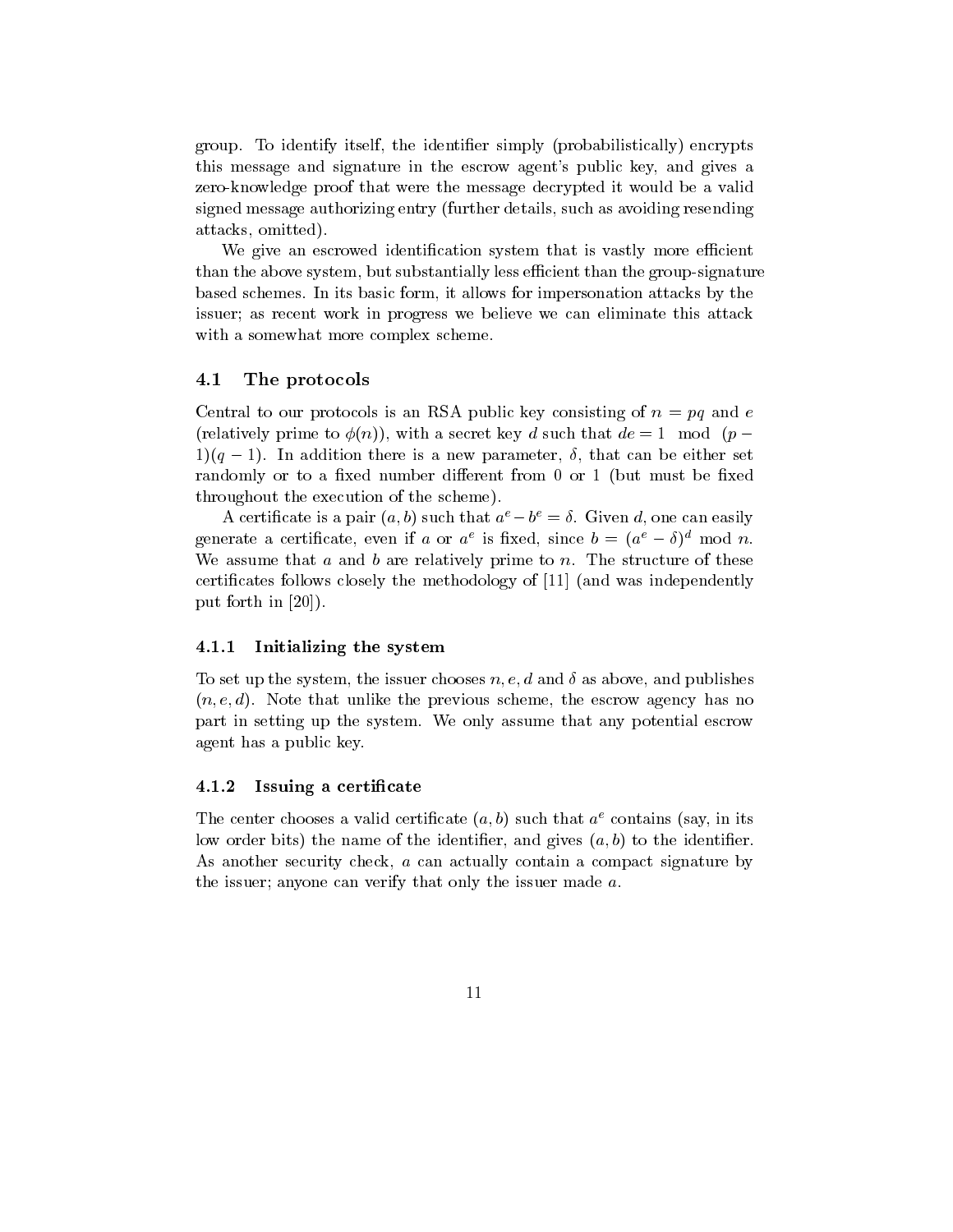group. To identify itself, the identifier simply (probabilistically) encrypts this message and signature in the escrow agent's public key, and gives a zero-knowledge proof that were the message decrypted it would be a valid signed message authorizing entry (further details, such as avoiding resending attacks, omitted).

We give an escrowed identification system that is vastly more efficient than the above system, but substantially less efficient than the group-signature based schemes. In its basic form, it allows for impersonation attacks by the issuer; as recent work in progress we believe we can eliminate this attack with a somewhat more complex scheme.

## 4.1 The protocols

Central to our protocols is an RSA public key consisting of $n = pq$ and $e$ (relatively prime to $\phi(n)$), with a secret key $d$ such that $de = 1 \mod (p-1)(q-1)$. In addition there is a new parameter, $\delta$, that can be either set randomly or to a fixed number different from 0 or 1 (but must be fixed throughout the execution of the scheme).

A certificate is a pair $(a, b)$ such that $a^e - b^e = \delta$. Given $d$, one can easily generate a certificate, even if $a$ or $a^e$ is fixed, since $b = (a^e - \delta)^d \bmod n$. We assume that $a$ and $b$ are relatively prime to $n$. The structure of these certificates follows closely the methodology of [11] (and was independently put forth in [20]).

### 4.1.1 Initializing the system

To set up the system, the issuer chooses $n, e, d$ and $\delta$ as above, and publishes $(n, e, d)$. Note that unlike the previous scheme, the escrow agency has no part in setting up the system. We only assume that any potential escrow agent has a public key.

### 4.1.2 Issuing a certificate

The center chooses a valid certificate $(a, b)$ such that $a^e$ contains (say, in its low order bits) the name of the identifier, and gives $(a, b)$ to the identifier. As another security check, $a$ can actually contain a compact signature by the issuer; anyone can verify that only the issuer made $a$.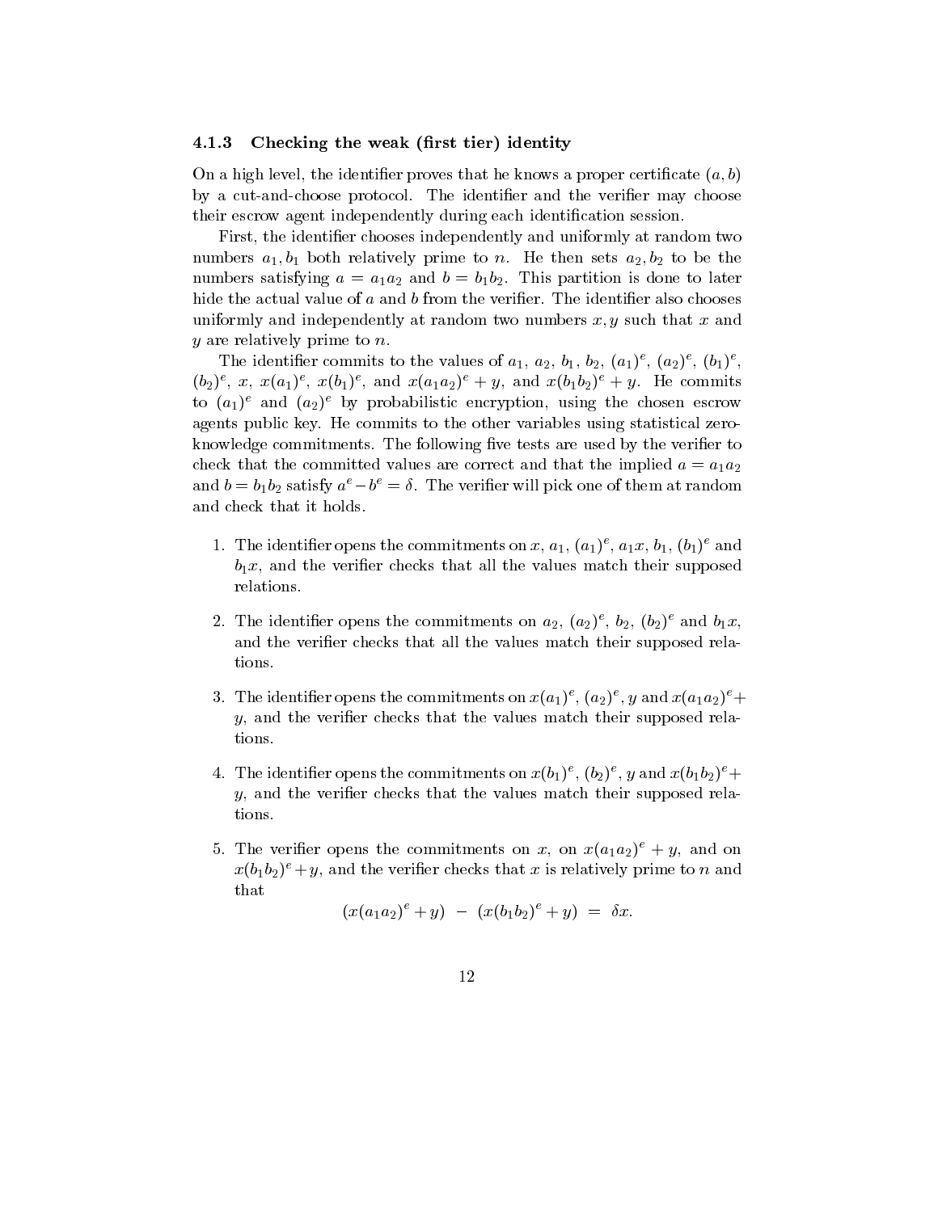### 4.1.3 Checking the weak (first tier) identity

On a high level, the identifier proves that he knows a proper certificate $(a, b)$ by a cut-and-choose protocol. The identifier and the verifier may choose their escrow agent independently during each identification session.

First, the identifier chooses independently and uniformly at random two numbers $a_1, b_1$ both relatively prime to $n$. He then sets $a_2, b_2$ to be the numbers satisfying $a = a_1 a_2$ and $b = b_1 b_2$. This partition is done to later hide the actual value of $a$ and $b$ from the verifier. The identifier also chooses uniformly and independently at random two numbers $x, y$ such that $x$ and $y$ are relatively prime to $n$.

The identifier commits to the values of $a_1$, $a_2$, $b_1$, $b_2$, $(a_1)^e$, $(a_2)^e$, $(b_1)^e$, $(b_2)^e$, $x$, $x(a_1)^e$, $x(b_1)^e$, and $x(a_1 a_2)^e + y$, and $x(b_1 b_2)^e + y$. He commits to $(a_1)^e$ and $(a_2)^e$ by probabilistic encryption, using the chosen escrow agents public key. He commits to the other variables using statistical zero-knowledge commitments. The following five tests are used by the verifier to check that the committed values are correct and that the implied $a = a_1 a_2$ and $b = b_1 b_2$ satisfy $a^e - b^e = \delta$. The verifier will pick one of them at random and check that it holds.

1. The identifier opens the commitments on $x$, $a_1$, $(a_1)^e$, $a_1 x$, $b_1$, $(b_1)^e$ and $b_1 x$, and the verifier checks that all the values match their supposed relations.

2. The identifier opens the commitments on $a_2$, $(a_2)^e$, $b_2$, $(b_2)^e$ and $b_1 x$, and the verifier checks that all the values match their supposed relations.

3. The identifier opens the commitments on $x(a_1)^e$, $(a_2)^e$, $y$ and $x(a_1 a_2)^e + y$, and the verifier checks that the values match their supposed relations.

4. The identifier opens the commitments on $x(b_1)^e$, $(b_2)^e$, $y$ and $x(b_1 b_2)^e + y$, and the verifier checks that the values match their supposed relations.

5. The verifier opens the commitments on $x$, on $x(a_1 a_2)^e + y$, and on $x(b_1 b_2)^e + y$, and the verifier checks that $x$ is relatively prime to $n$ and that

$$(x(a_1 a_2)^e + y) \; - \; (x(b_1 b_2)^e + y) \; = \; \delta x.$$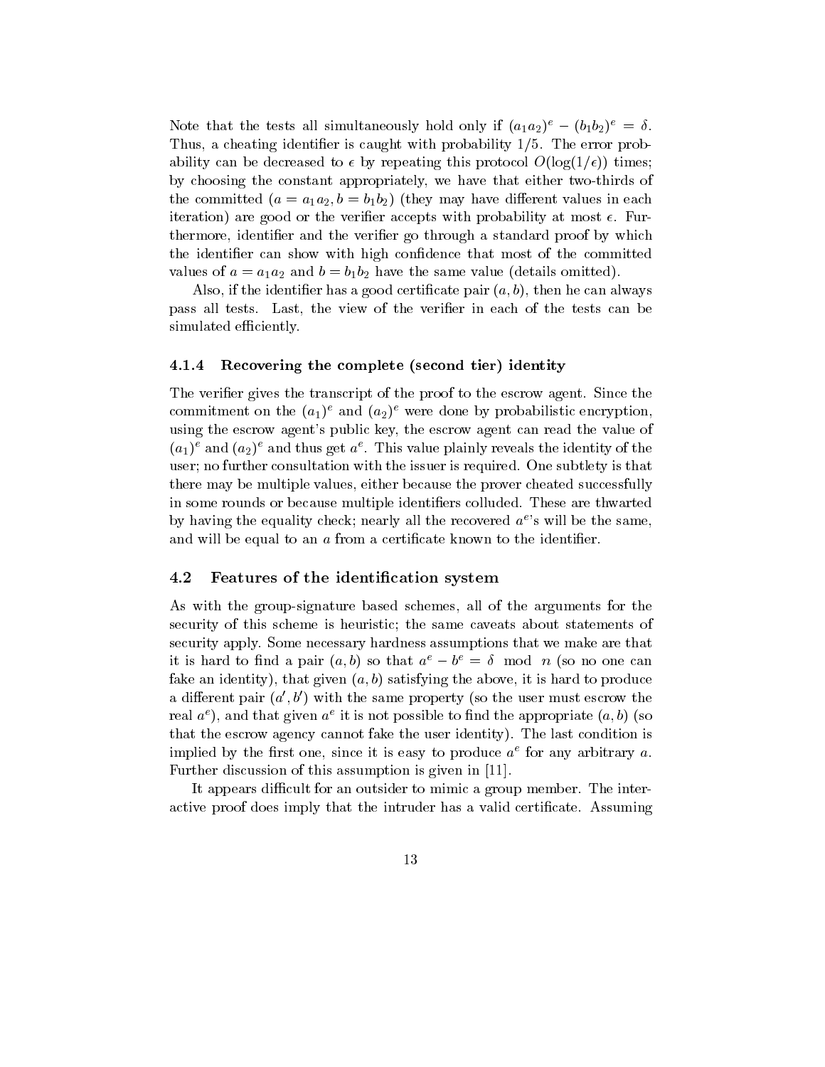Note that the tests all simultaneously hold only if $(a_1a_2)^e - (b_1b_2)^e = \delta$. Thus, a cheating identifier is caught with probability $1/5$. The error probability can be decreased to $\epsilon$ by repeating this protocol $O(\log(1/\epsilon))$ times; by choosing the constant appropriately, we have that either two-thirds of the committed $(a = a_1a_2, b = b_1b_2)$ (they may have different values in each iteration) are good or the verifier accepts with probability at most $\epsilon$. Furthermore, identifier and the verifier go through a standard proof by which the identifier can show with high confidence that most of the committed values of $a = a_1a_2$ and $b = b_1b_2$ have the same value (details omitted).

Also, if the identifier has a good certificate pair $(a, b)$, then he can always pass all tests. Last, the view of the verifier in each of the tests can be simulated efficiently.

#### 4.1.4 Recovering the complete (second tier) identity

The verifier gives the transcript of the proof to the escrow agent. Since the commitment on the $(a_1)^e$ and $(a_2)^e$ were done by probabilistic encryption, using the escrow agent's public key, the escrow agent can read the value of $(a_1)^e$ and $(a_2)^e$ and thus get $a^e$. This value plainly reveals the identity of the user; no further consultation with the issuer is required. One subtlety is that there may be multiple values, either because the prover cheated successfully in some rounds or because multiple identifiers colluded. These are thwarted by having the equality check; nearly all the recovered $a^e$'s will be the same, and will be equal to an $a$ from a certificate known to the identifier.

### 4.2 Features of the identification system

As with the group-signature based schemes, all of the arguments for the security of this scheme is heuristic; the same caveats about statements of security apply. Some necessary hardness assumptions that we make are that it is hard to find a pair $(a, b)$ so that $a^e - b^e = \delta \mod n$ (so no one can fake an identity), that given $(a, b)$ satisfying the above, it is hard to produce a different pair $(a', b')$ with the same property (so the user must escrow the real $a^e$), and that given $a^e$ it is not possible to find the appropriate $(a, b)$ (so that the escrow agency cannot fake the user identity). The last condition is implied by the first one, since it is easy to produce $a^e$ for any arbitrary $a$. Further discussion of this assumption is given in [11].

It appears difficult for an outsider to mimic a group member. The interactive proof does imply that the intruder has a valid certificate. Assuming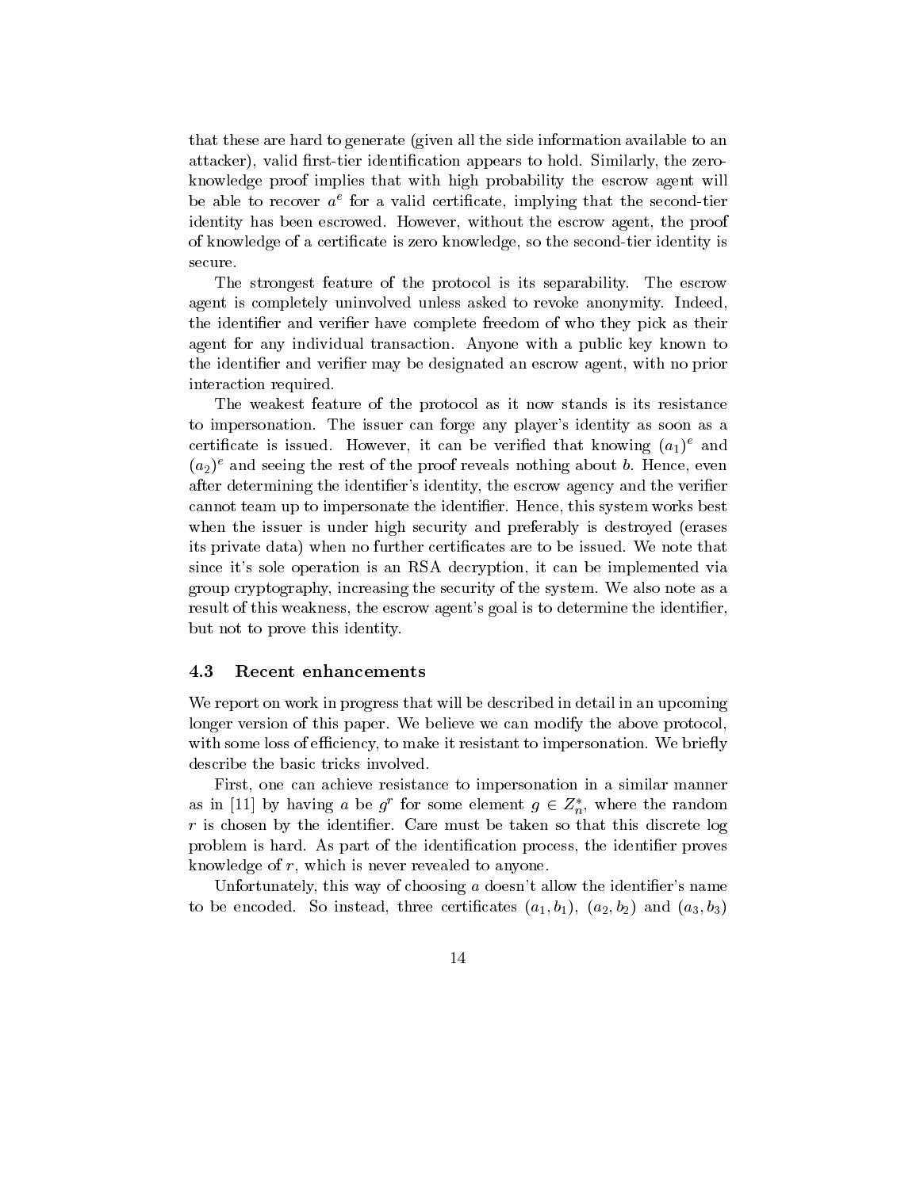that these are hard to generate (given all the side information available to an attacker), valid first-tier identification appears to hold. Similarly, the zero-knowledge proof implies that with high probability the escrow agent will be able to recover $a^e$ for a valid certificate, implying that the second-tier identity has been escrowed. However, without the escrow agent, the proof of knowledge of a certificate is zero knowledge, so the second-tier identity is secure.

The strongest feature of the protocol is its separability. The escrow agent is completely uninvolved unless asked to revoke anonymity. Indeed, the identifier and verifier have complete freedom of who they pick as their agent for any individual transaction. Anyone with a public key known to the identifier and verifier may be designated an escrow agent, with no prior interaction required.

The weakest feature of the protocol as it now stands is its resistance to impersonation. The issuer can forge any player's identity as soon as a certificate is issued. However, it can be verified that knowing $(a_1)^e$ and $(a_2)^e$ and seeing the rest of the proof reveals nothing about $b$. Hence, even after determining the identifier's identity, the escrow agency and the verifier cannot team up to impersonate the identifier. Hence, this system works best when the issuer is under high security and preferably is destroyed (erases its private data) when no further certificates are to be issued. We note that since it's sole operation is an RSA decryption, it can be implemented via group cryptography, increasing the security of the system. We also note as a result of this weakness, the escrow agent's goal is to determine the identifier, but not to prove this identity.

### 4.3 Recent enhancements

We report on work in progress that will be described in detail in an upcoming longer version of this paper. We believe we can modify the above protocol, with some loss of efficiency, to make it resistant to impersonation. We briefly describe the basic tricks involved.

First, one can achieve resistance to impersonation in a similar manner as in [11] by having $a$ be $g^r$ for some element $g \in Z_n^*$, where the random $r$ is chosen by the identifier. Care must be taken so that this discrete log problem is hard. As part of the identification process, the identifier proves knowledge of $r$, which is never revealed to anyone.

Unfortunately, this way of choosing $a$ doesn't allow the identifier's name to be encoded. So instead, three certificates $(a_1, b_1)$, $(a_2, b_2)$ and $(a_3, b_3)$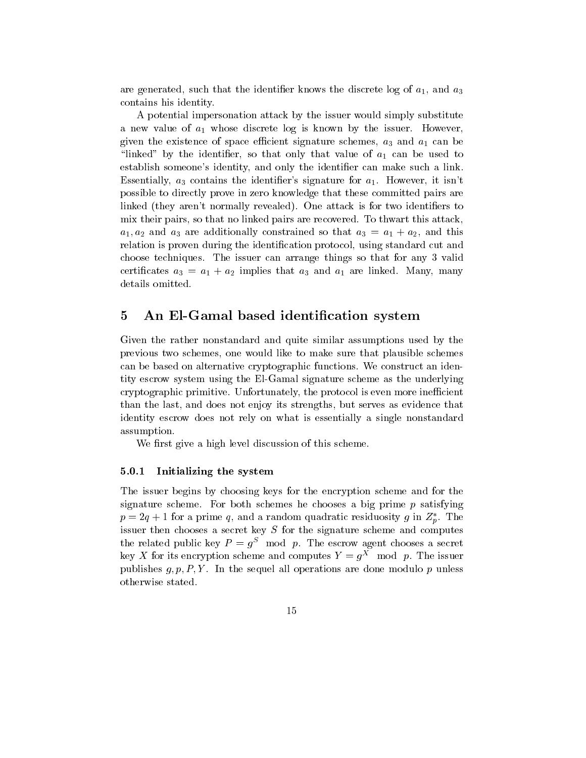are generated, such that the identifier knows the discrete log of $a_1$, and $a_3$ contains his identity.

A potential impersonation attack by the issuer would simply substitute a new value of $a_1$ whose discrete log is known by the issuer. However, given the existence of space efficient signature schemes, $a_3$ and $a_1$ can be "linked" by the identifier, so that only that value of $a_1$ can be used to establish someone's identity, and only the identifier can make such a link. Essentially, $a_3$ contains the identifier's signature for $a_1$. However, it isn't possible to directly prove in zero knowledge that these committed pairs are linked (they aren't normally revealed). One attack is for two identifiers to mix their pairs, so that no linked pairs are recovered. To thwart this attack, $a_1, a_2$ and $a_3$ are additionally constrained so that $a_3 = a_1 + a_2$, and this relation is proven during the identification protocol, using standard cut and choose techniques. The issuer can arrange things so that for any 3 valid certificates $a_3 = a_1 + a_2$ implies that $a_3$ and $a_1$ are linked. Many, many details omitted.

# 5 An El-Gamal based identification system

Given the rather nonstandard and quite similar assumptions used by the previous two schemes, one would like to make sure that plausible schemes can be based on alternative cryptographic functions. We construct an identity escrow system using the El-Gamal signature scheme as the underlying cryptographic primitive. Unfortunately, the protocol is even more inefficient than the last, and does not enjoy its strengths, but serves as evidence that identity escrow does not rely on what is essentially a single nonstandard assumption.

We first give a high level discussion of this scheme.

### 5.0.1 Initializing the system

The issuer begins by choosing keys for the encryption scheme and for the signature scheme. For both schemes he chooses a big prime $p$ satisfying $p = 2q + 1$ for a prime $q$, and a random quadratic residuosity $g$ in $Z_p^*$. The issuer then chooses a secret key $S$ for the signature scheme and computes the related public key $P = g^S \mod p$. The escrow agent chooses a secret key $X$ for its encryption scheme and computes $Y = g^X \mod p$. The issuer publishes $g, p, P, Y$. In the sequel all operations are done modulo $p$ unless otherwise stated.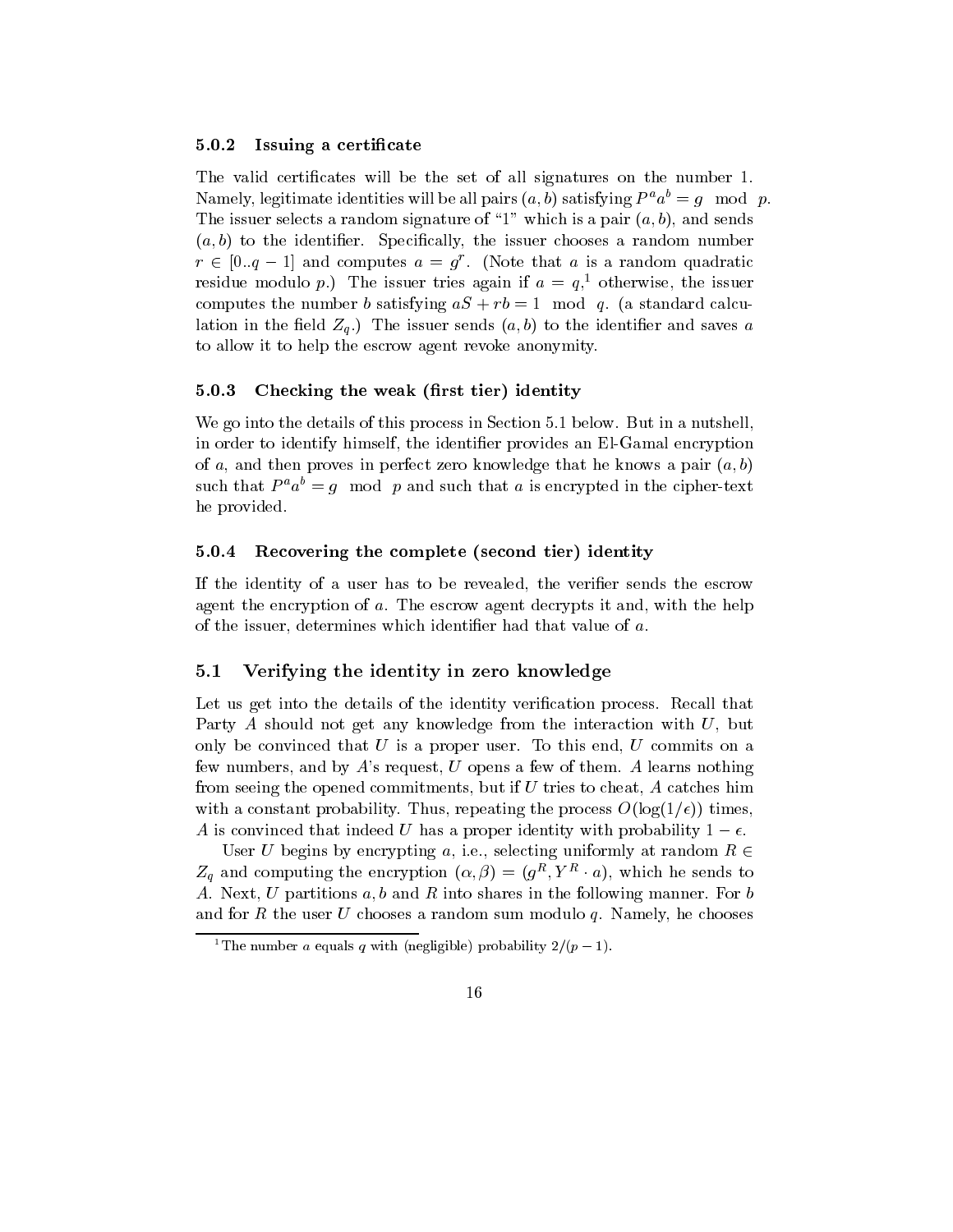#### 5.0.2 Issuing a certificate

The valid certificates will be the set of all signatures on the number 1. Namely, legitimate identities will be all pairs $(a, b)$ satisfying $P^a a^b = g \mod p$. The issuer selects a random signature of "1" which is a pair $(a, b)$, and sends $(a, b)$ to the identifier. Specifically, the issuer chooses a random number $r \in [0..q-1]$ and computes $a = g^r$. (Note that $a$ is a random quadratic residue modulo $p$.) The issuer tries again if $a = q$,[1] otherwise, the issuer computes the number $b$ satisfying $aS + rb = 1 \mod q$. (a standard calculation in the field $Z_q$.) The issuer sends $(a, b)$ to the identifier and saves $a$ to allow it to help the escrow agent revoke anonymity.

#### 5.0.3 Checking the weak (first tier) identity

We go into the details of this process in Section 5.1 below. But in a nutshell, in order to identify himself, the identifier provides an El-Gamal encryption of $a$, and then proves in perfect zero knowledge that he knows a pair $(a, b)$ such that $P^a a^b = g \mod p$ and such that $a$ is encrypted in the cipher-text he provided.

#### 5.0.4 Recovering the complete (second tier) identity

If the identity of a user has to be revealed, the verifier sends the escrow agent the encryption of $a$. The escrow agent decrypts it and, with the help of the issuer, determines which identifier had that value of $a$.

### 5.1 Verifying the identity in zero knowledge

Let us get into the details of the identity verification process. Recall that Party $A$ should not get any knowledge from the interaction with $U$, but only be convinced that $U$ is a proper user. To this end, $U$ commits on a few numbers, and by $A$'s request, $U$ opens a few of them. $A$ learns nothing from seeing the opened commitments, but if $U$ tries to cheat, $A$ catches him with a constant probability. Thus, repeating the process $O(\log(1/\epsilon))$ times, $A$ is convinced that indeed $U$ has a proper identity with probability $1 - \epsilon$.

User $U$ begins by encrypting $a$, i.e., selecting uniformly at random $R \in Z_q$ and computing the encryption $(\alpha, \beta) = (g^R, Y^R \cdot a)$, which he sends to $A$. Next, $U$ partitions $a, b$ and $R$ into shares in the following manner. For $b$ and for $R$ the user $U$ chooses a random sum modulo $q$. Namely, he chooses

[1] The number $a$ equals $q$ with (negligible) probability $2/(p-1)$.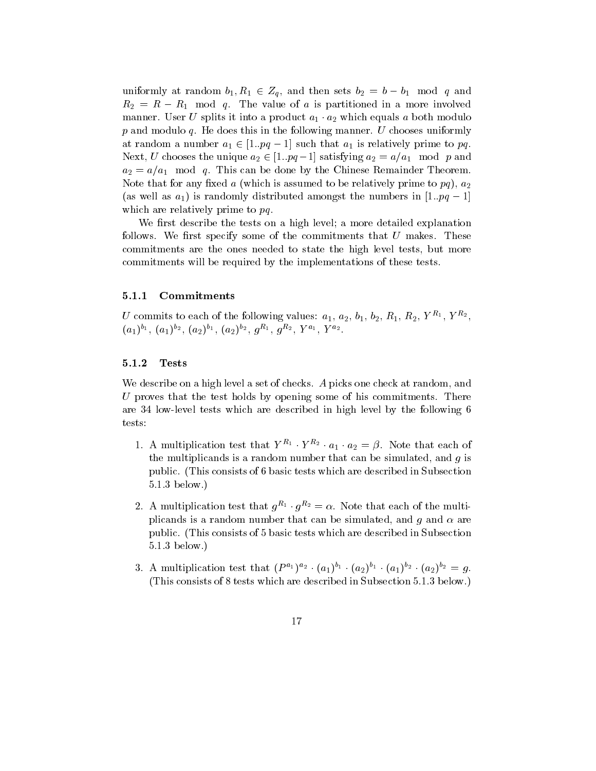uniformly at random $b_1, R_1 \in Z_q$, and then sets $b_2 = b - b_1 \mod q$ and $R_2 = R - R_1 \mod q$. The value of $a$ is partitioned in a more involved manner. User $U$ splits it into a product $a_1 \cdot a_2$ which equals $a$ both modulo $p$ and modulo $q$. He does this in the following manner. $U$ chooses uniformly at random a number $a_1 \in [1..pq-1]$ such that $a_1$ is relatively prime to $pq$. Next, $U$ chooses the unique $a_2 \in [1..pq-1]$ satisfying $a_2 = a/a_1 \mod p$ and $a_2 = a/a_1 \mod q$. This can be done by the Chinese Remainder Theorem. Note that for any fixed $a$ (which is assumed to be relatively prime to $pq$), $a_2$ (as well as $a_1$) is randomly distributed amongst the numbers in $[1..pq-1]$ which are relatively prime to $pq$.

We first describe the tests on a high level; a more detailed explanation follows. We first specify some of the commitments that $U$ makes. These commitments are the ones needed to state the high level tests, but more commitments will be required by the implementations of these tests.

### 5.1.1 Commitments

$U$ commits to each of the following values: $a_1$, $a_2$, $b_1$, $b_2$, $R_1$, $R_2$, $Y^{R_1}$, $Y^{R_2}$, $(a_1)^{b_1}$, $(a_1)^{b_2}$, $(a_2)^{b_1}$, $(a_2)^{b_2}$, $g^{R_1}$, $g^{R_2}$, $Y^{a_1}$, $Y^{a_2}$.

### 5.1.2 Tests

We describe on a high level a set of checks. $A$ picks one check at random, and $U$ proves that the test holds by opening some of his commitments. There are 34 low-level tests which are described in high level by the following 6 tests:

1. A multiplication test that $Y^{R_1} \cdot Y^{R_2} \cdot a_1 \cdot a_2 = \beta$. Note that each of the multiplicands is a random number that can be simulated, and $g$ is public. (This consists of 6 basic tests which are described in Subsection 5.1.3 below.)
2. A multiplication test that $g^{R_1} \cdot g^{R_2} = \alpha$. Note that each of the multiplicands is a random number that can be simulated, and $g$ and $\alpha$ are public. (This consists of 5 basic tests which are described in Subsection 5.1.3 below.)
3. A multiplication test that $(P^{a_1})^{a_2} \cdot (a_1)^{b_1} \cdot (a_2)^{b_1} \cdot (a_1)^{b_2} \cdot (a_2)^{b_2} = g$. (This consists of 8 tests which are described in Subsection 5.1.3 below.)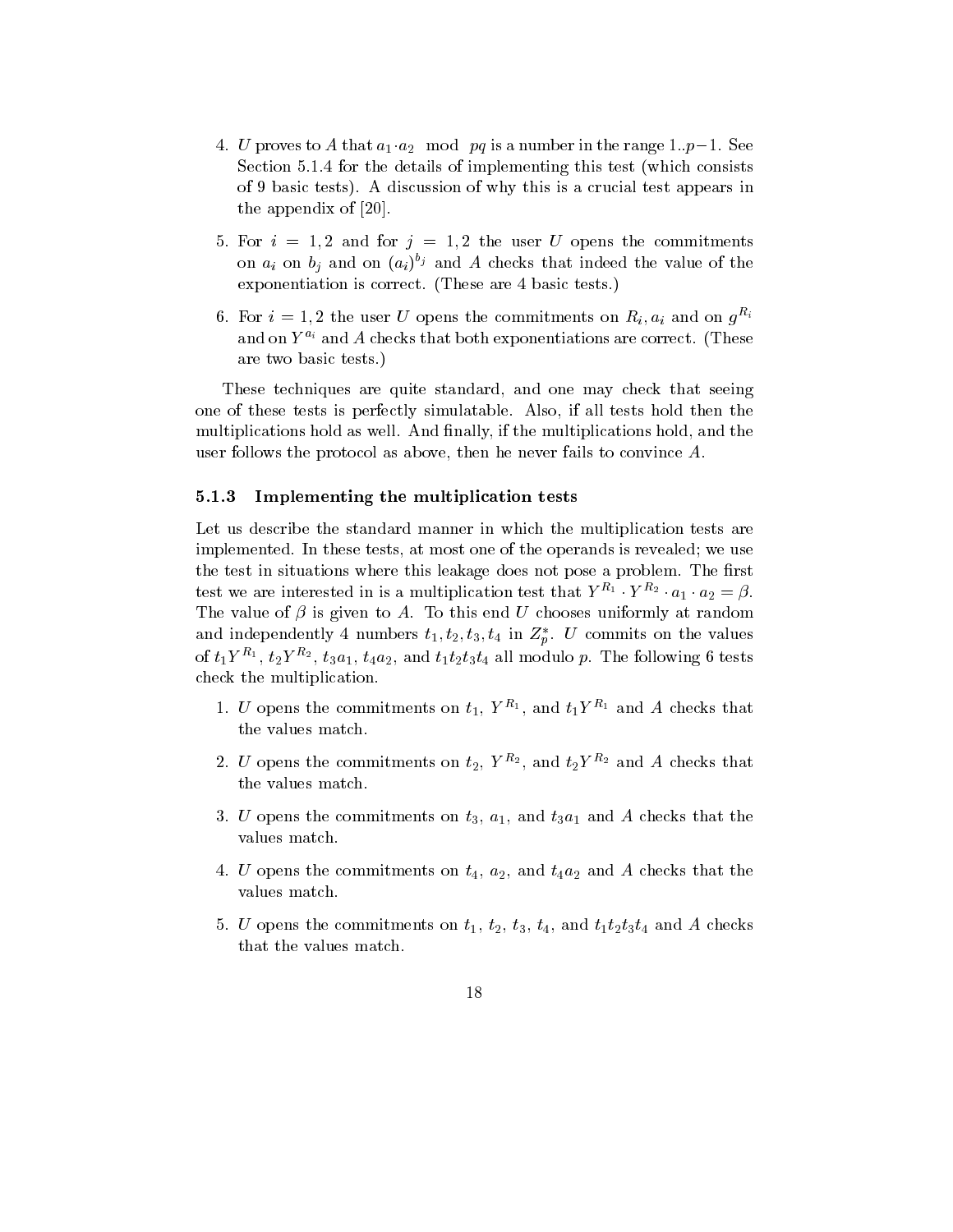4. $U$ proves to $A$ that $a_1 \cdot a_2 \mod pq$ is a number in the range $1..p-1$. See Section 5.1.4 for the details of implementing this test (which consists of 9 basic tests). A discussion of why this is a crucial test appears in the appendix of [20].

5. For $i = 1, 2$ and for $j = 1, 2$ the user $U$ opens the commitments on $a_i$ on $b_j$ and on $(a_i)^{b_j}$ and $A$ checks that indeed the value of the exponentiation is correct. (These are 4 basic tests.)

6. For $i = 1, 2$ the user $U$ opens the commitments on $R_i, a_i$ and on $g^{R_i}$ and on $Y^{a_i}$ and $A$ checks that both exponentiations are correct. (These are two basic tests.)

These techniques are quite standard, and one may check that seeing one of these tests is perfectly simulatable. Also, if all tests hold then the multiplications hold as well. And finally, if the multiplications hold, and the user follows the protocol as above, then he never fails to convince $A$.

### 5.1.3 Implementing the multiplication tests

Let us describe the standard manner in which the multiplication tests are implemented. In these tests, at most one of the operands is revealed; we use the test in situations where this leakage does not pose a problem. The first test we are interested in is a multiplication test that $Y^{R_1} \cdot Y^{R_2} \cdot a_1 \cdot a_2 = \beta$. The value of $\beta$ is given to $A$. To this end $U$ chooses uniformly at random and independently 4 numbers $t_1, t_2, t_3, t_4$ in $Z_p^*$. $U$ commits on the values of $t_1 Y^{R_1}$, $t_2 Y^{R_2}$, $t_3 a_1$, $t_4 a_2$, and $t_1 t_2 t_3 t_4$ all modulo $p$. The following 6 tests check the multiplication.

1. $U$ opens the commitments on $t_1$, $Y^{R_1}$, and $t_1 Y^{R_1}$ and $A$ checks that the values match.

2. $U$ opens the commitments on $t_2$, $Y^{R_2}$, and $t_2 Y^{R_2}$ and $A$ checks that the values match.

3. $U$ opens the commitments on $t_3$, $a_1$, and $t_3 a_1$ and $A$ checks that the values match.

4. $U$ opens the commitments on $t_4$, $a_2$, and $t_4 a_2$ and $A$ checks that the values match.

5. $U$ opens the commitments on $t_1$, $t_2$, $t_3$, $t_4$, and $t_1 t_2 t_3 t_4$ and $A$ checks that the values match.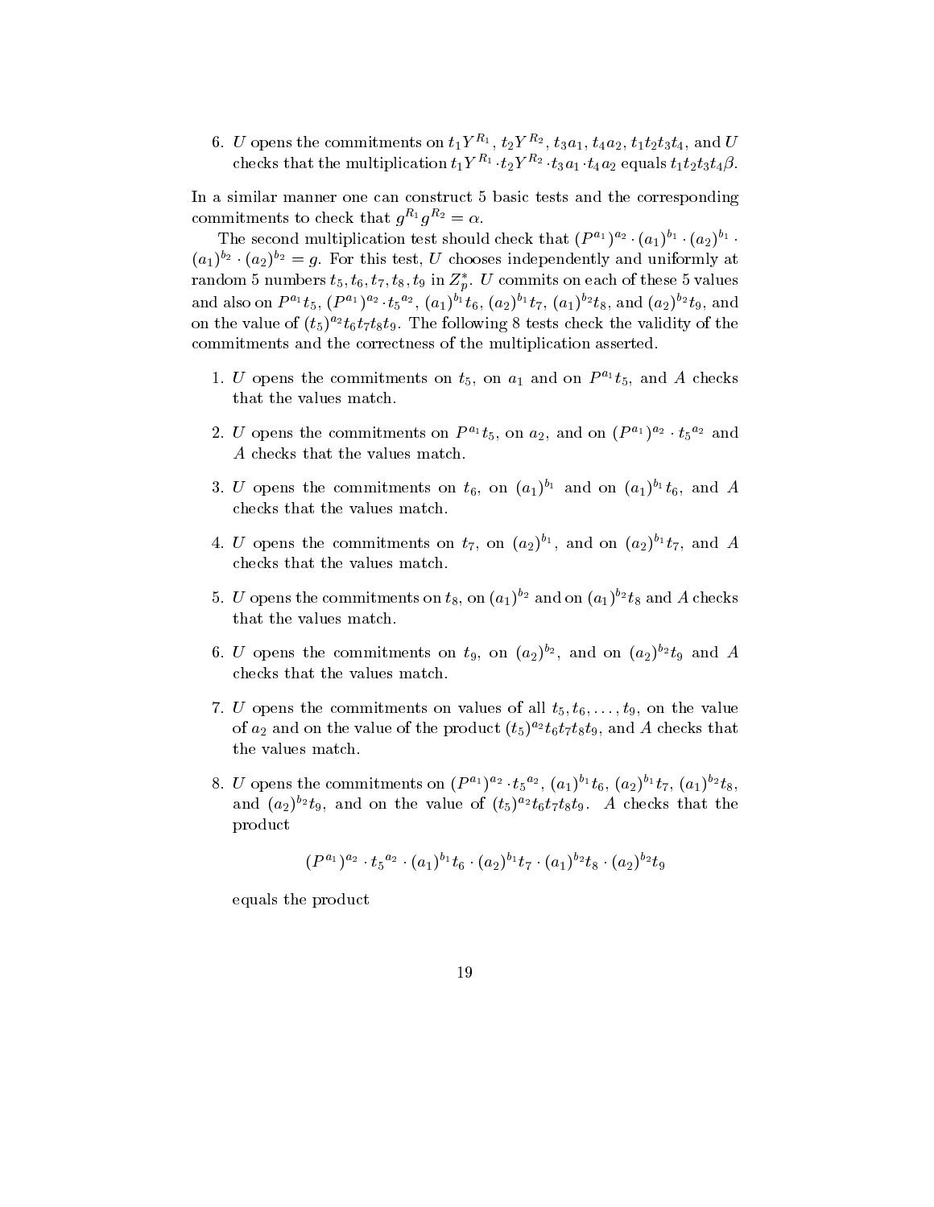6. $U$ opens the commitments on $t_1 Y^{R_1}$, $t_2 Y^{R_2}$, $t_3 a_1$, $t_4 a_2$, $t_1 t_2 t_3 t_4$, and $U$ checks that the multiplication $t_1 Y^{R_1} \cdot t_2 Y^{R_2} \cdot t_3 a_1 \cdot t_4 a_2$ equals $t_1 t_2 t_3 t_4 \beta$.

In a similar manner one can construct 5 basic tests and the corresponding commitments to check that $g^{R_1} g^{R_2} = \alpha$.

The second multiplication test should check that $(P^{a_1})^{a_2} \cdot (a_1)^{b_1} \cdot (a_2)^{b_1} \cdot (a_1)^{b_2} \cdot (a_2)^{b_2} = g$. For this test, $U$ chooses independently and uniformly at random 5 numbers $t_5, t_6, t_7, t_8, t_9$ in $Z_p^*$. $U$ commits on each of these 5 values and also on $P^{a_1} t_5$, $(P^{a_1})^{a_2} \cdot {t_5}^{a_2}$, $(a_1)^{b_1} t_6$, $(a_2)^{b_1} t_7$, $(a_1)^{b_2} t_8$, and $(a_2)^{b_2} t_9$, and on the value of $(t_5)^{a_2} t_6 t_7 t_8 t_9$. The following 8 tests check the validity of the commitments and the correctness of the multiplication asserted.

1. $U$ opens the commitments on $t_5$, on $a_1$ and on $P^{a_1} t_5$, and $A$ checks that the values match.

2. $U$ opens the commitments on $P^{a_1} t_5$, on $a_2$, and on $(P^{a_1})^{a_2} \cdot {t_5}^{a_2}$ and $A$ checks that the values match.

3. $U$ opens the commitments on $t_6$, on $(a_1)^{b_1}$ and on $(a_1)^{b_1} t_6$, and $A$ checks that the values match.

4. $U$ opens the commitments on $t_7$, on $(a_2)^{b_1}$, and on $(a_2)^{b_1} t_7$, and $A$ checks that the values match.

5. $U$ opens the commitments on $t_8$, on $(a_1)^{b_2}$ and on $(a_1)^{b_2} t_8$ and $A$ checks that the values match.

6. $U$ opens the commitments on $t_9$, on $(a_2)^{b_2}$, and on $(a_2)^{b_2} t_9$ and $A$ checks that the values match.

7. $U$ opens the commitments on values of all $t_5, t_6, \ldots, t_9$, on the value of $a_2$ and on the value of the product $(t_5)^{a_2} t_6 t_7 t_8 t_9$, and $A$ checks that the values match.

8. $U$ opens the commitments on $(P^{a_1})^{a_2} \cdot {t_5}^{a_2}$, $(a_1)^{b_1} t_6$, $(a_2)^{b_1} t_7$, $(a_1)^{b_2} t_8$, and $(a_2)^{b_2} t_9$, and on the value of $(t_5)^{a_2} t_6 t_7 t_8 t_9$. $A$ checks that the product

$$(P^{a_1})^{a_2} \cdot {t_5}^{a_2} \cdot (a_1)^{b_1} t_6 \cdot (a_2)^{b_1} t_7 \cdot (a_1)^{b_2} t_8 \cdot (a_2)^{b_2} t_9$$

equals the product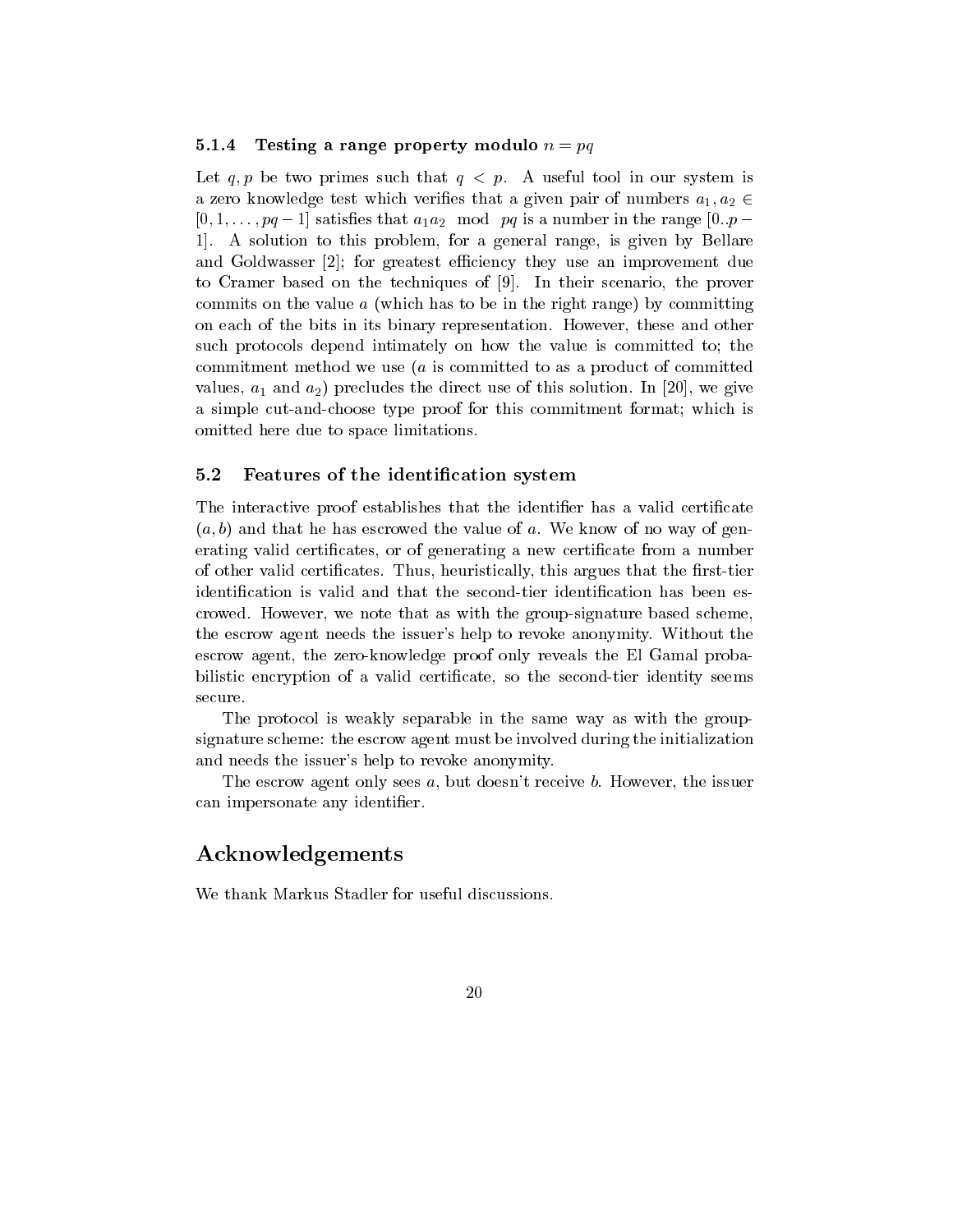#### 5.1.4 Testing a range property modulo $n = pq$

Let $q, p$ be two primes such that $q < p$. A useful tool in our system is a zero knowledge test which verifies that a given pair of numbers $a_1, a_2 \in [0, 1, \ldots, pq - 1]$ satisfies that $a_1 a_2 \mod pq$ is a number in the range $[0..p - 1]$. A solution to this problem, for a general range, is given by Bellare and Goldwasser [2]; for greatest efficiency they use an improvement due to Cramer based on the techniques of [9]. In their scenario, the prover commits on the value $a$ (which has to be in the right range) by committing on each of the bits in its binary representation. However, these and other such protocols depend intimately on how the value is committed to; the commitment method we use ($a$ is committed to as a product of committed values, $a_1$ and $a_2$) precludes the direct use of this solution. In [20], we give a simple cut-and-choose type proof for this commitment format; which is omitted here due to space limitations.

### 5.2 Features of the identification system

The interactive proof establishes that the identifier has a valid certificate $(a, b)$ and that he has escrowed the value of $a$. We know of no way of generating valid certificates, or of generating a new certificate from a number of other valid certificates. Thus, heuristically, this argues that the first-tier identification is valid and that the second-tier identification has been escrowed. However, we note that as with the group-signature based scheme, the escrow agent needs the issuer's help to revoke anonymity. Without the escrow agent, the zero-knowledge proof only reveals the El Gamal probabilistic encryption of a valid certificate, so the second-tier identity seems secure.

The protocol is weakly separable in the same way as with the group-signature scheme: the escrow agent must be involved during the initialization and needs the issuer's help to revoke anonymity.

The escrow agent only sees $a$, but doesn't receive $b$. However, the issuer can impersonate any identifier.

## Acknowledgements

We thank Markus Stadler for useful discussions.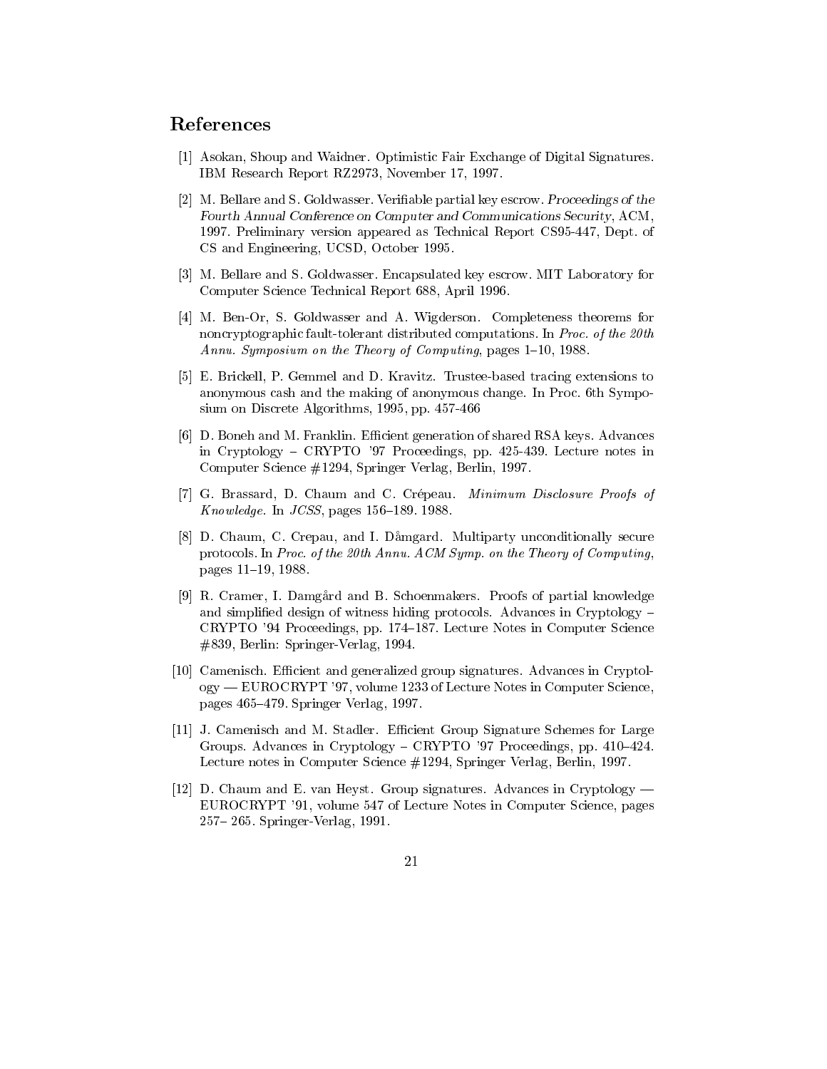# References

[1] Asokan, Shoup and Waidner. Optimistic Fair Exchange of Digital Signatures. IBM Research Report RZ2973, November 17, 1997.

[2] M. Bellare and S. Goldwasser. Verifiable partial key escrow. *Proceedings of the Fourth Annual Conference on Computer and Communications Security*, ACM, 1997. Preliminary version appeared as Technical Report CS95-447, Dept. of CS and Engineering, UCSD, October 1995.

[3] M. Bellare and S. Goldwasser. Encapsulated key escrow. MIT Laboratory for Computer Science Technical Report 688, April 1996.

[4] M. Ben-Or, S. Goldwasser and A. Wigderson. Completeness theorems for noncryptographic fault-tolerant distributed computations. In *Proc. of the 20th Annu. Symposium on the Theory of Computing*, pages 1–10, 1988.

[5] E. Brickell, P. Gemmel and D. Kravitz. Trustee-based tracing extensions to anonymous cash and the making of anonymous change. In Proc. 6th Symposium on Discrete Algorithms, 1995, pp. 457-466

[6] D. Boneh and M. Franklin. Efficient generation of shared RSA keys. Advances in Cryptology – CRYPTO '97 Proceedings, pp. 425-439. Lecture notes in Computer Science #1294, Springer Verlag, Berlin, 1997.

[7] G. Brassard, D. Chaum and C. Crépeau. *Minimum Disclosure Proofs of Knowledge*. In *JCSS*, pages 156–189. 1988.

[8] D. Chaum, C. Crepau, and I. Dåmgard. Multiparty unconditionally secure protocols. In *Proc. of the 20th Annu. ACM Symp. on the Theory of Computing*, pages 11–19, 1988.

[9] R. Cramer, I. Damgård and B. Schoenmakers. Proofs of partial knowledge and simplified design of witness hiding protocols. Advances in Cryptology – CRYPTO '94 Proceedings, pp. 174–187. Lecture Notes in Computer Science #839, Berlin: Springer-Verlag, 1994.

[10] Camenisch. Efficient and generalized group signatures. Advances in Cryptology — EUROCRYPT '97, volume 1233 of Lecture Notes in Computer Science, pages 465–479. Springer Verlag, 1997.

[11] J. Camenisch and M. Stadler. Efficient Group Signature Schemes for Large Groups. Advances in Cryptology – CRYPTO '97 Proceedings, pp. 410–424. Lecture notes in Computer Science #1294, Springer Verlag, Berlin, 1997.

[12] D. Chaum and E. van Heyst. Group signatures. Advances in Cryptology — EUROCRYPT '91, volume 547 of Lecture Notes in Computer Science, pages 257– 265. Springer-Verlag, 1991.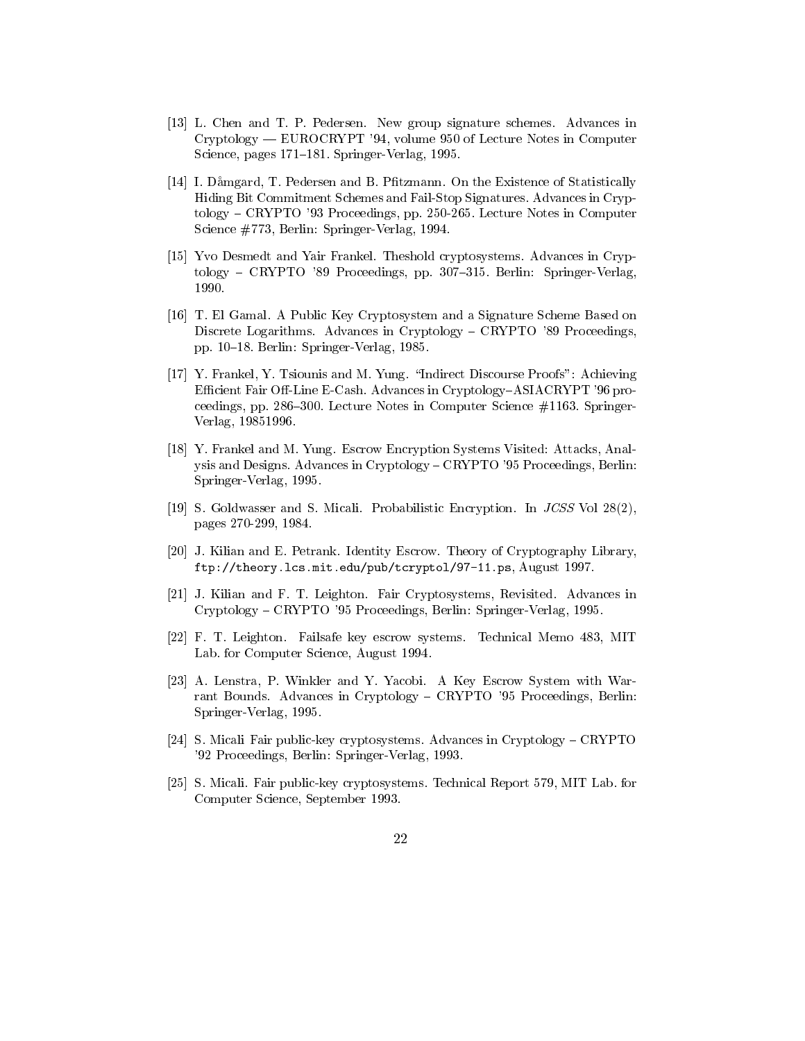[13] L. Chen and T. P. Pedersen. New group signature schemes. Advances in Cryptology — EUROCRYPT '94, volume 950 of Lecture Notes in Computer Science, pages 171–181. Springer-Verlag, 1995.

[14] I. Dåmgard, T. Pedersen and B. Pfitzmann. On the Existence of Statistically Hiding Bit Commitment Schemes and Fail-Stop Signatures. Advances in Cryptology – CRYPTO '93 Proceedings, pp. 250-265. Lecture Notes in Computer Science #773, Berlin: Springer-Verlag, 1994.

[15] Yvo Desmedt and Yair Frankel. Theshold cryptosystems. Advances in Cryptology – CRYPTO '89 Proceedings, pp. 307–315. Berlin: Springer-Verlag, 1990.

[16] T. El Gamal. A Public Key Cryptosystem and a Signature Scheme Based on Discrete Logarithms. Advances in Cryptology – CRYPTO '89 Proceedings, pp. 10–18. Berlin: Springer-Verlag, 1985.

[17] Y. Frankel, Y. Tsiounis and M. Yung. "Indirect Discourse Proofs": Achieving Efficient Fair Off-Line E-Cash. Advances in Cryptology–ASIACRYPT '96 proceedings, pp. 286–300. Lecture Notes in Computer Science #1163. Springer-Verlag, 19851996.

[18] Y. Frankel and M. Yung. Escrow Encryption Systems Visited: Attacks, Analysis and Designs. Advances in Cryptology – CRYPTO '95 Proceedings, Berlin: Springer-Verlag, 1995.

[19] S. Goldwasser and S. Micali. Probabilistic Encryption. In *JCSS* Vol 28(2), pages 270-299, 1984.

[20] J. Kilian and E. Petrank. Identity Escrow. Theory of Cryptography Library, `ftp://theory.lcs.mit.edu/pub/tcryptol/97-11.ps`, August 1997.

[21] J. Kilian and F. T. Leighton. Fair Cryptosystems, Revisited. Advances in Cryptology – CRYPTO '95 Proceedings, Berlin: Springer-Verlag, 1995.

[22] F. T. Leighton. Failsafe key escrow systems. Technical Memo 483, MIT Lab. for Computer Science, August 1994.

[23] A. Lenstra, P. Winkler and Y. Yacobi. A Key Escrow System with Warrant Bounds. Advances in Cryptology – CRYPTO '95 Proceedings, Berlin: Springer-Verlag, 1995.

[24] S. Micali Fair public-key cryptosystems. Advances in Cryptology – CRYPTO '92 Proceedings, Berlin: Springer-Verlag, 1993.

[25] S. Micali. Fair public-key cryptosystems. Technical Report 579, MIT Lab. for Computer Science, September 1993.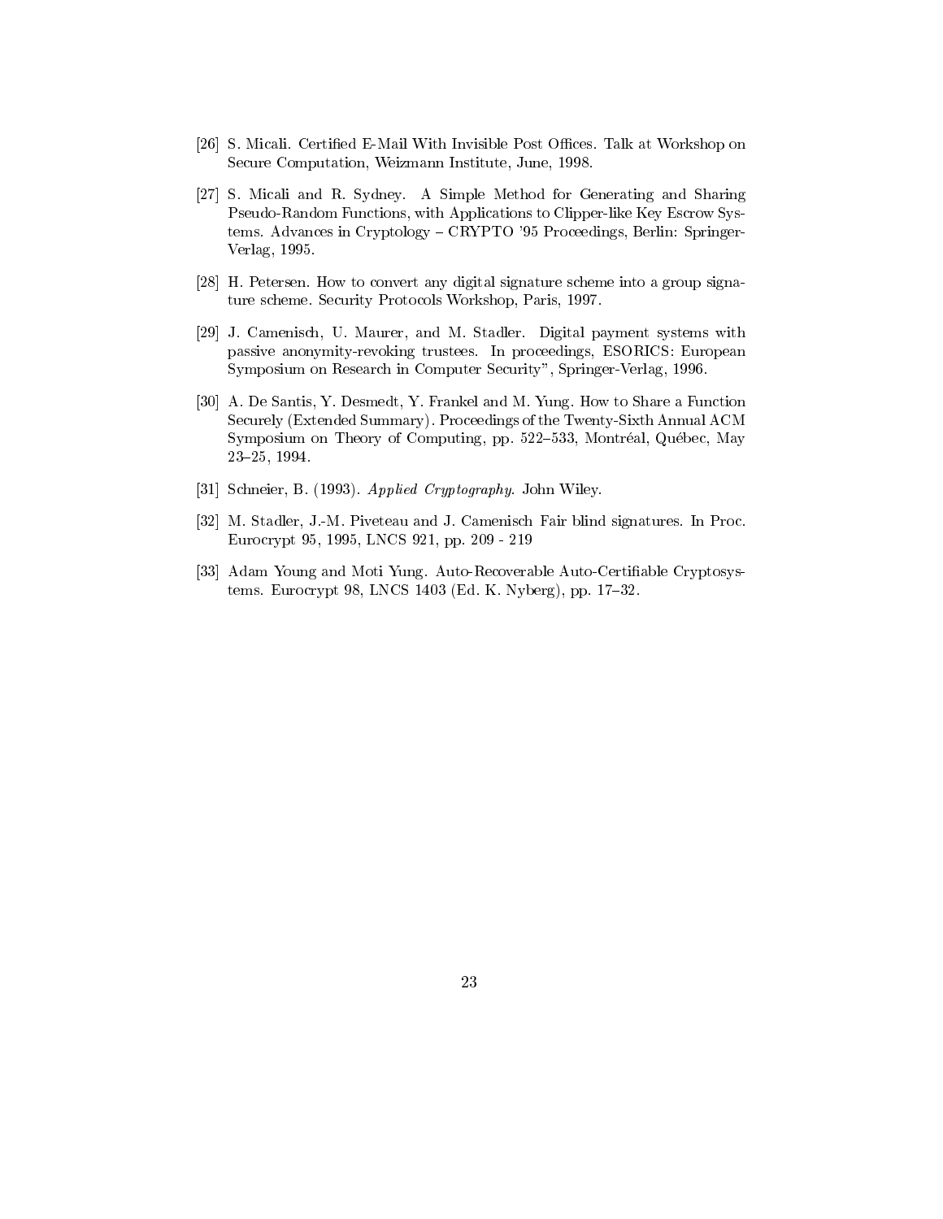[26] S. Micali. Certified E-Mail With Invisible Post Offices. Talk at Workshop on Secure Computation, Weizmann Institute, June, 1998.

[27] S. Micali and R. Sydney. A Simple Method for Generating and Sharing Pseudo-Random Functions, with Applications to Clipper-like Key Escrow Systems. Advances in Cryptology – CRYPTO '95 Proceedings, Berlin: Springer-Verlag, 1995.

[28] H. Petersen. How to convert any digital signature scheme into a group signature scheme. Security Protocols Workshop, Paris, 1997.

[29] J. Camenisch, U. Maurer, and M. Stadler. Digital payment systems with passive anonymity-revoking trustees. In proceedings, ESORICS: European Symposium on Research in Computer Security", Springer-Verlag, 1996.

[30] A. De Santis, Y. Desmedt, Y. Frankel and M. Yung. How to Share a Function Securely (Extended Summary). Proceedings of the Twenty-Sixth Annual ACM Symposium on Theory of Computing, pp. 522–533, Montréal, Québec, May 23–25, 1994.

[31] Schneier, B. (1993). *Applied Cryptography*. John Wiley.

[32] M. Stadler, J.-M. Piveteau and J. Camenisch Fair blind signatures. In Proc. Eurocrypt 95, 1995, LNCS 921, pp. 209 - 219

[33] Adam Young and Moti Yung. Auto-Recoverable Auto-Certifiable Cryptosystems. Eurocrypt 98, LNCS 1403 (Ed. K. Nyberg), pp. 17–32.